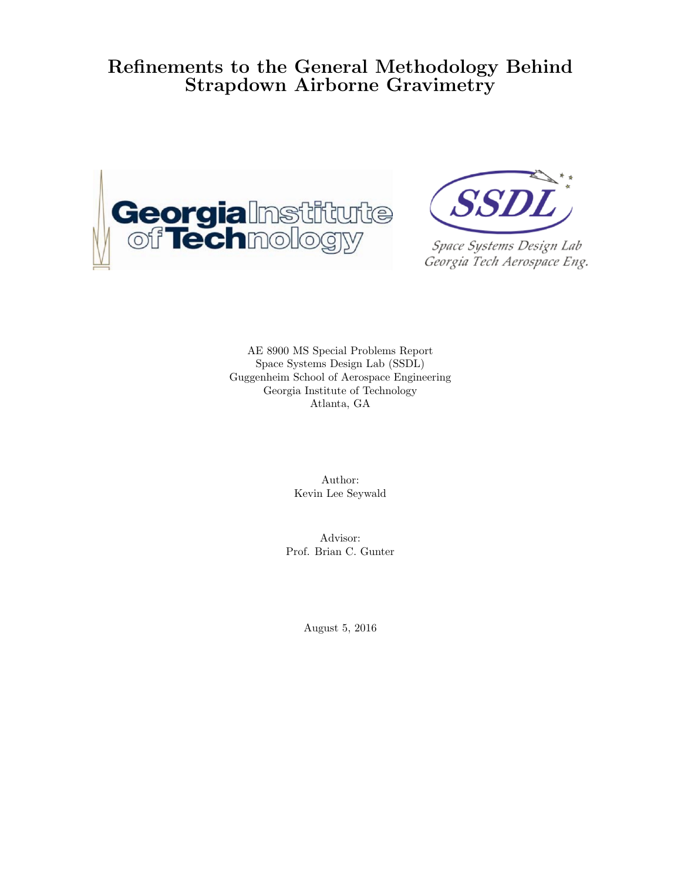# Refinements to the General Methodology Behind Strapdown Airborne Gravimetry

AE 8900 MS Special Problems Report
Space Systems Design Lab (SSDL)
Guggenheim School of Aerospace Engineering
Georgia Institute of Technology
Atlanta, GA

Author:
Kevin Lee Seywald

Advisor:
Prof. Brian C. Gunter

August 5, 2016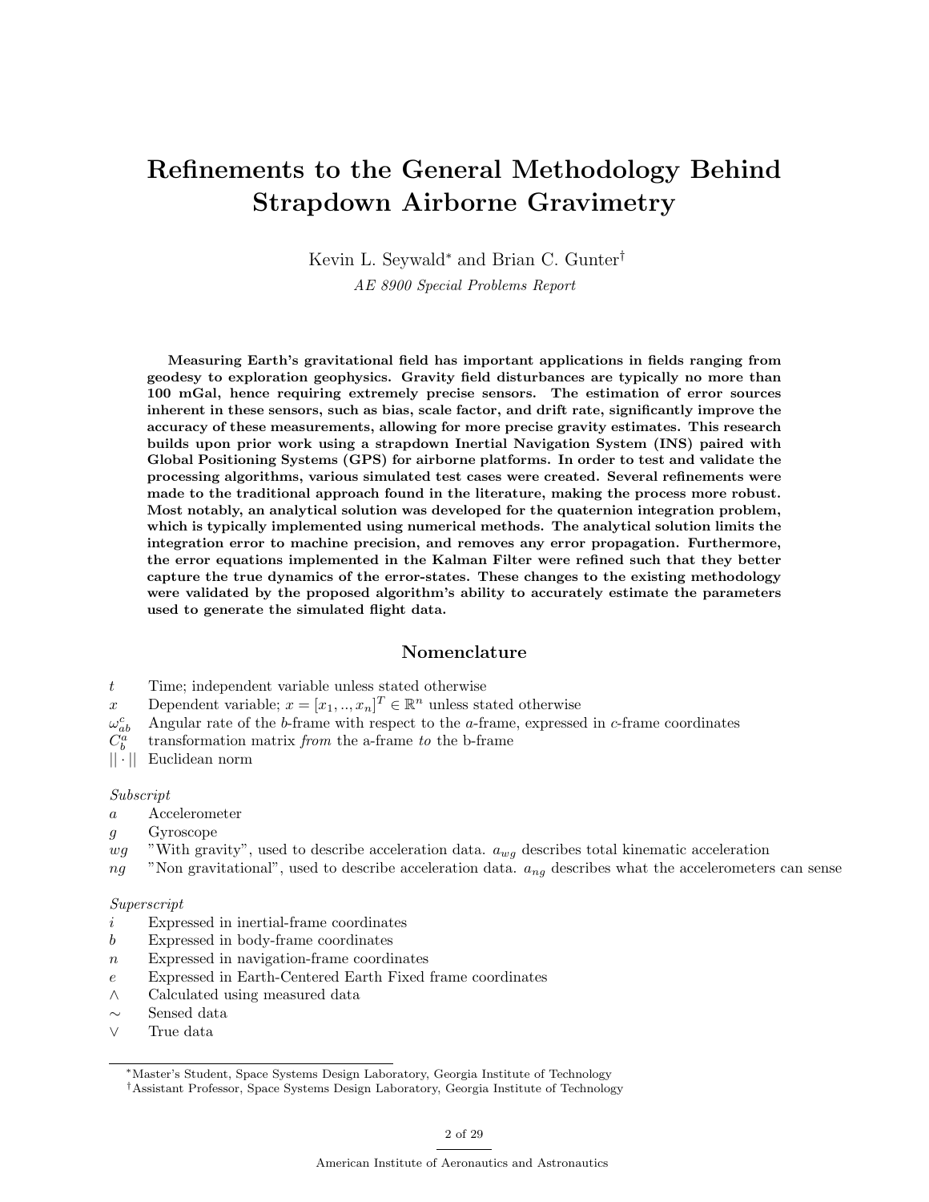# Refinements to the General Methodology Behind Strapdown Airborne Gravimetry

Kevin L. Seywald[*] and Brian C. Gunter[†]

*AE 8900 Special Problems Report*

**Measuring Earth's gravitational field has important applications in fields ranging from geodesy to exploration geophysics. Gravity field disturbances are typically no more than 100 mGal, hence requiring extremely precise sensors. The estimation of error sources inherent in these sensors, such as bias, scale factor, and drift rate, significantly improve the accuracy of these measurements, allowing for more precise gravity estimates. This research builds upon prior work using a strapdown Inertial Navigation System (INS) paired with Global Positioning Systems (GPS) for airborne platforms. In order to test and validate the processing algorithms, various simulated test cases were created. Several refinements were made to the traditional approach found in the literature, making the process more robust. Most notably, an analytical solution was developed for the quaternion integration problem, which is typically implemented using numerical methods. The analytical solution limits the integration error to machine precision, and removes any error propagation. Furthermore, the error equations implemented in the Kalman Filter were refined such that they better capture the true dynamics of the error-states. These changes to the existing methodology were validated by the proposed algorithm's ability to accurately estimate the parameters used to generate the simulated flight data.**

## Nomenclature

| | |
|---|---|
| $t$ | Time; independent variable unless stated otherwise |
| $x$ | Dependent variable; $x = [x_1, .., x_n]^T \in \mathbb{R}^n$ unless stated otherwise |
| $\omega_{ab}^c$ | Angular rate of the $b$-frame with respect to the $a$-frame, expressed in $c$-frame coordinates |
| $C_b^a$ | transformation matrix *from* the a-frame *to* the b-frame |
| $\lvert\lvert \cdot \rvert\rvert$ | Euclidean norm |

*Subscript*

| | |
|---|---|
| $a$ | Accelerometer |
| $g$ | Gyroscope |
| $wg$ | "With gravity", used to describe acceleration data. $a_{wg}$ describes total kinematic acceleration |
| $ng$ | "Non gravitational", used to describe acceleration data. $a_{ng}$ describes what the accelerometers can sense |

*Superscript*

| | |
|---|---|
| $i$ | Expressed in inertial-frame coordinates |
| $b$ | Expressed in body-frame coordinates |
| $n$ | Expressed in navigation-frame coordinates |
| $e$ | Expressed in Earth-Centered Earth Fixed frame coordinates |
| $\wedge$ | Calculated using measured data |
| $\sim$ | Sensed data |
| $\vee$ | True data |

[*] Master's Student, Space Systems Design Laboratory, Georgia Institute of Technology

[†] Assistant Professor, Space Systems Design Laboratory, Georgia Institute of Technology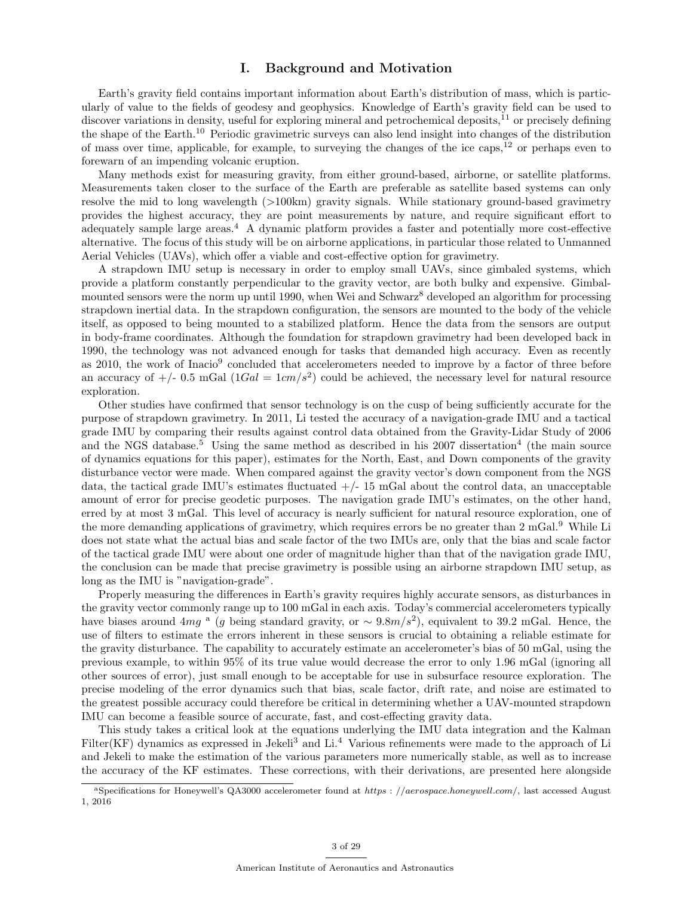# I. Background and Motivation

Earth's gravity field contains important information about Earth's distribution of mass, which is particularly of value to the fields of geodesy and geophysics. Knowledge of Earth's gravity field can be used to discover variations in density, useful for exploring mineral and petrochemical deposits,[11] or precisely defining the shape of the Earth.[10] Periodic gravimetric surveys can also lend insight into changes of the distribution of mass over time, applicable, for example, to surveying the changes of the ice caps,[12] or perhaps even to forewarn of an impending volcanic eruption.

Many methods exist for measuring gravity, from either ground-based, airborne, or satellite platforms. Measurements taken closer to the surface of the Earth are preferable as satellite based systems can only resolve the mid to long wavelength (>100km) gravity signals. While stationary ground-based gravimetry provides the highest accuracy, they are point measurements by nature, and require significant effort to adequately sample large areas.[4] A dynamic platform provides a faster and potentially more cost-effective alternative. The focus of this study will be on airborne applications, in particular those related to Unmanned Aerial Vehicles (UAVs), which offer a viable and cost-effective option for gravimetry.

A strapdown IMU setup is necessary in order to employ small UAVs, since gimbaled systems, which provide a platform constantly perpendicular to the gravity vector, are both bulky and expensive. Gimbal-mounted sensors were the norm up until 1990, when Wei and Schwarz[8] developed an algorithm for processing strapdown inertial data. In the strapdown configuration, the sensors are mounted to the body of the vehicle itself, as opposed to being mounted to a stabilized platform. Hence the data from the sensors are output in body-frame coordinates. Although the foundation for strapdown gravimetry had been developed back in 1990, the technology was not advanced enough for tasks that demanded high accuracy. Even as recently as 2010, the work of Inacio[9] concluded that accelerometers needed to improve by a factor of three before an accuracy of +/- 0.5 mGal ($1Gal = 1cm/s^2$) could be achieved, the necessary level for natural resource exploration.

Other studies have confirmed that sensor technology is on the cusp of being sufficiently accurate for the purpose of strapdown gravimetry. In 2011, Li tested the accuracy of a navigation-grade IMU and a tactical grade IMU by comparing their results against control data obtained from the Gravity-Lidar Study of 2006 and the NGS database.[5] Using the same method as described in his 2007 dissertation[4] (the main source of dynamics equations for this paper), estimates for the North, East, and Down components of the gravity disturbance vector were made. When compared against the gravity vector's down component from the NGS data, the tactical grade IMU's estimates fluctuated +/- 15 mGal about the control data, an unacceptable amount of error for precise geodetic purposes. The navigation grade IMU's estimates, on the other hand, erred by at most 3 mGal. This level of accuracy is nearly sufficient for natural resource exploration, one of the more demanding applications of gravimetry, which requires errors be no greater than 2 mGal.[9] While Li does not state what the actual bias and scale factor of the two IMUs are, only that the bias and scale factor of the tactical grade IMU were about one order of magnitude higher than that of the navigation grade IMU, the conclusion can be made that precise gravimetry is possible using an airborne strapdown IMU setup, as long as the IMU is "navigation-grade".

Properly measuring the differences in Earth's gravity requires highly accurate sensors, as disturbances in the gravity vector commonly range up to 100 mGal in each axis. Today's commercial accelerometers typically have biases around $4mg$ [a] ($g$ being standard gravity, or $\sim 9.8m/s^2$), equivalent to 39.2 mGal. Hence, the use of filters to estimate the errors inherent in these sensors is crucial to obtaining a reliable estimate for the gravity disturbance. The capability to accurately estimate an accelerometer's bias of 50 mGal, using the previous example, to within 95% of its true value would decrease the error to only 1.96 mGal (ignoring all other sources of error), just small enough to be acceptable for use in subsurface resource exploration. The precise modeling of the error dynamics such that bias, scale factor, drift rate, and noise are estimated to the greatest possible accuracy could therefore be critical in determining whether a UAV-mounted strapdown IMU can become a feasible source of accurate, fast, and cost-effecting gravity data.

This study takes a critical look at the equations underlying the IMU data integration and the Kalman Filter(KF) dynamics as expressed in Jekeli[3] and Li.[4] Various refinements were made to the approach of Li and Jekeli to make the estimation of the various parameters more numerically stable, as well as to increase the accuracy of the KF estimates. These corrections, with their derivations, are presented here alongside

[a] Specifications for Honeywell's QA3000 accelerometer found at *https://aerospace.honeywell.com/*, last accessed August 1, 2016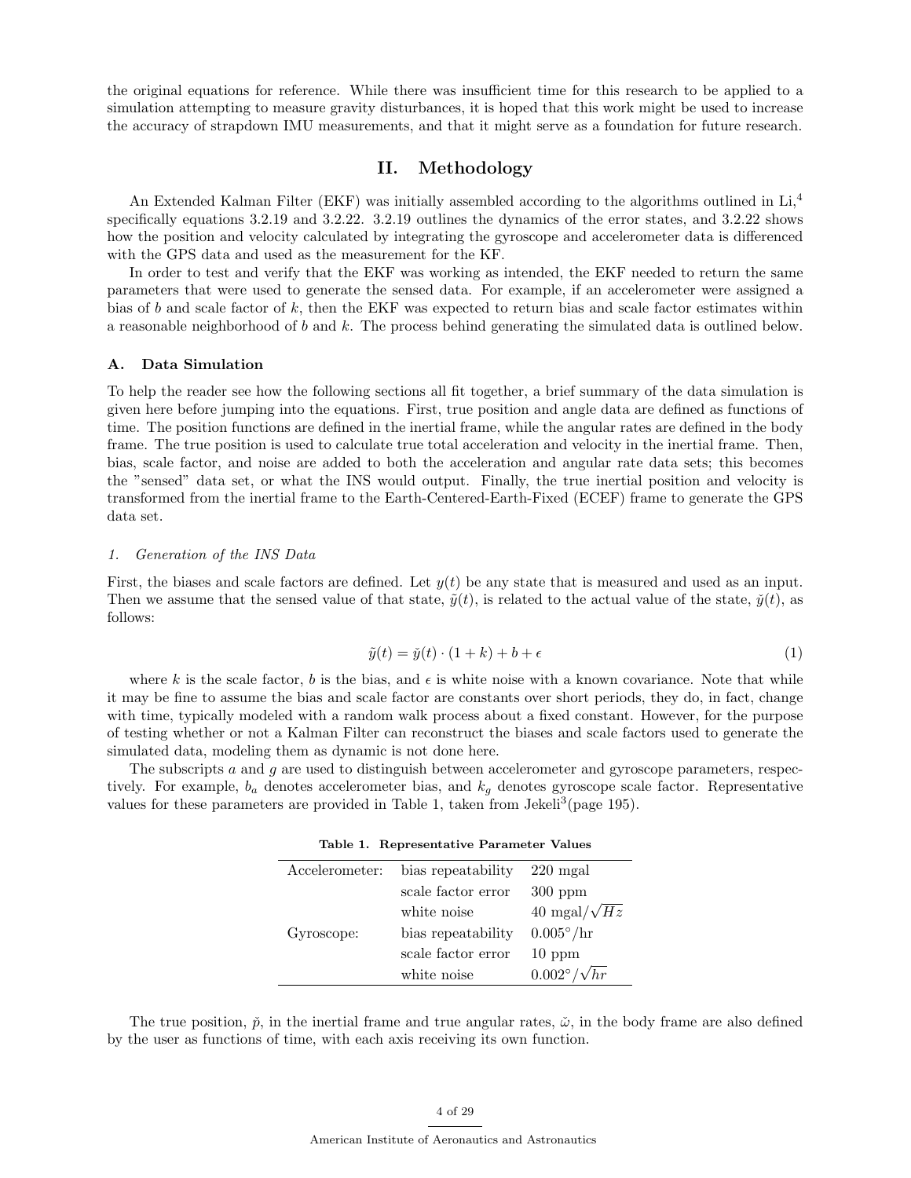the original equations for reference. While there was insufficient time for this research to be applied to a simulation attempting to measure gravity disturbances, it is hoped that this work might be used to increase the accuracy of strapdown IMU measurements, and that it might serve as a foundation for future research.

## II. Methodology

An Extended Kalman Filter (EKF) was initially assembled according to the algorithms outlined in Li,[4] specifically equations 3.2.19 and 3.2.22. 3.2.19 outlines the dynamics of the error states, and 3.2.22 shows how the position and velocity calculated by integrating the gyroscope and accelerometer data is differenced with the GPS data and used as the measurement for the KF.

In order to test and verify that the EKF was working as intended, the EKF needed to return the same parameters that were used to generate the sensed data. For example, if an accelerometer were assigned a bias of $b$ and scale factor of $k$, then the EKF was expected to return bias and scale factor estimates within a reasonable neighborhood of $b$ and $k$. The process behind generating the simulated data is outlined below.

### A. Data Simulation

To help the reader see how the following sections all fit together, a brief summary of the data simulation is given here before jumping into the equations. First, true position and angle data are defined as functions of time. The position functions are defined in the inertial frame, while the angular rates are defined in the body frame. The true position is used to calculate true total acceleration and velocity in the inertial frame. Then, bias, scale factor, and noise are added to both the acceleration and angular rate data sets; this becomes the "sensed" data set, or what the INS would output. Finally, the true inertial position and velocity is transformed from the inertial frame to the Earth-Centered-Earth-Fixed (ECEF) frame to generate the GPS data set.

#### 1. Generation of the INS Data

First, the biases and scale factors are defined. Let $y(t)$ be any state that is measured and used as an input. Then we assume that the sensed value of that state, $\tilde{y}(t)$, is related to the actual value of the state, $\check{y}(t)$, as follows:

$$\tilde{y}(t) = \check{y}(t) \cdot (1 + k) + b + \epsilon \tag{1}$$

where $k$ is the scale factor, $b$ is the bias, and $\epsilon$ is white noise with a known covariance. Note that while it may be fine to assume the bias and scale factor are constants over short periods, they do, in fact, change with time, typically modeled with a random walk process about a fixed constant. However, for the purpose of testing whether or not a Kalman Filter can reconstruct the biases and scale factors used to generate the simulated data, modeling them as dynamic is not done here.

The subscripts $a$ and $g$ are used to distinguish between accelerometer and gyroscope parameters, respectively. For example, $b_a$ denotes accelerometer bias, and $k_g$ denotes gyroscope scale factor. Representative values for these parameters are provided in Table 1, taken from Jekeli[3](page 195).

**Table 1. Representative Parameter Values**

| | | |
|---|---|---|
| Accelerometer: | bias repeatability | 220 mgal |
| | scale factor error | 300 ppm |
| | white noise | 40 mgal/$\sqrt{Hz}$ |
| Gyroscope: | bias repeatability | $0.005°$/hr |
| | scale factor error | 10 ppm |
| | white noise | $0.002°/\sqrt{hr}$ |

The true position, $\check{p}$, in the inertial frame and true angular rates, $\check{\omega}$, in the body frame are also defined by the user as functions of time, with each axis receiving its own function.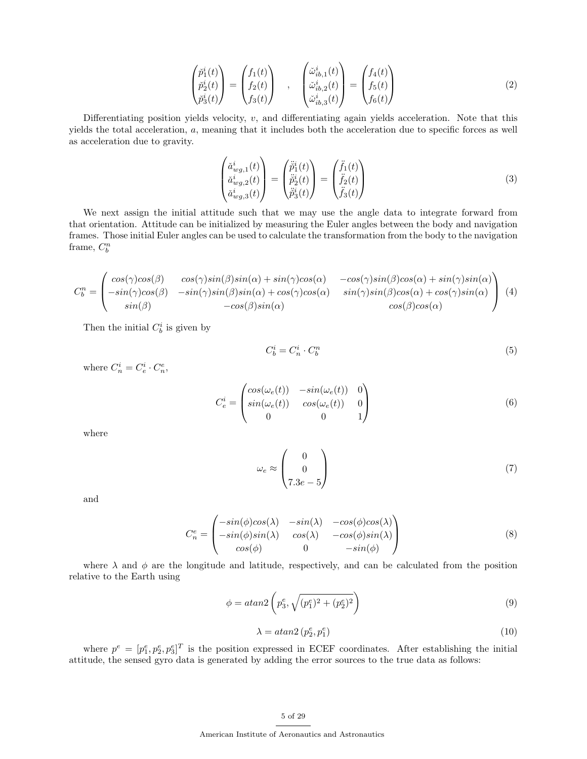$$
\begin{pmatrix} \breve{p}_1^i(t) \\ \breve{p}_2^i(t) \\ \breve{p}_3^i(t) \end{pmatrix} = \begin{pmatrix} f_1(t) \\ f_2(t) \\ f_3(t) \end{pmatrix} \quad , \quad \begin{pmatrix} \breve{\omega}_{ib,1}^i(t) \\ \breve{\omega}_{ib,2}^i(t) \\ \breve{\omega}_{ib,3}^i(t) \end{pmatrix} = \begin{pmatrix} f_4(t) \\ f_5(t) \\ f_6(t) \end{pmatrix} \tag{2}
$$

Differentiating position yields velocity, $v$, and differentiating again yields acceleration. Note that this yields the total acceleration, $a$, meaning that it includes both the acceleration due to specific forces as well as acceleration due to gravity.

$$
\begin{pmatrix} \breve{a}_{wg,1}^i(t) \\ \breve{a}_{wg,2}^i(t) \\ \breve{a}_{wg,3}^i(t) \end{pmatrix} = \begin{pmatrix} \ddot{\breve{p}}_1^i(t) \\ \ddot{\breve{p}}_2^i(t) \\ \ddot{\breve{p}}_3^i(t) \end{pmatrix} = \begin{pmatrix} \ddot{f}_1(t) \\ \ddot{f}_2(t) \\ \ddot{f}_3(t) \end{pmatrix} \tag{3}
$$

We next assign the initial attitude such that we may use the angle data to integrate forward from that orientation. Attitude can be initialized by measuring the Euler angles between the body and navigation frames. Those initial Euler angles can be used to calculate the transformation from the body to the navigation frame, $C_b^n$

$$
C_b^n = \begin{pmatrix} cos(\gamma)cos(\beta) & cos(\gamma)sin(\beta)sin(\alpha) + sin(\gamma)cos(\alpha) & -cos(\gamma)sin(\beta)cos(\alpha) + sin(\gamma)sin(\alpha) \\ -sin(\gamma)cos(\beta) & -sin(\gamma)sin(\beta)sin(\alpha) + cos(\gamma)cos(\alpha) & sin(\gamma)sin(\beta)cos(\alpha) + cos(\gamma)sin(\alpha) \\ sin(\beta) & -cos(\beta)sin(\alpha) & cos(\beta)cos(\alpha) \end{pmatrix} \tag{4}
$$

Then the initial $C_b^i$ is given by

$$
C_b^i = C_n^i \cdot C_b^n \tag{5}
$$

where $C_n^i = C_e^i \cdot C_n^e$,

$$
C_e^i = \begin{pmatrix} cos(\omega_e(t)) & -sin(\omega_e(t)) & 0 \\ sin(\omega_e(t)) & cos(\omega_e(t)) & 0 \\ 0 & 0 & 1 \end{pmatrix} \tag{6}
$$

where

$$
\omega_e \approx \begin{pmatrix} 0 \\ 0 \\ 7.3e-5 \end{pmatrix} \tag{7}
$$

and

$$
C_n^e = \begin{pmatrix} -sin(\phi)cos(\lambda) & -sin(\lambda) & -cos(\phi)cos(\lambda) \\ -sin(\phi)sin(\lambda) & cos(\lambda) & -cos(\phi)sin(\lambda) \\ cos(\phi) & 0 & -sin(\phi) \end{pmatrix} \tag{8}
$$

where $\lambda$ and $\phi$ are the longitude and latitude, respectively, and can be calculated from the position relative to the Earth using

$$
\phi = atan2\left(p_3^e, \sqrt{(p_1^e)^2 + (p_2^e)^2}\right) \tag{9}
$$

$$
\lambda = atan2\left(p_2^e, p_1^e\right) \tag{10}
$$

where $p^e = [p_1^e, p_2^e, p_3^e]^T$ is the position expressed in ECEF coordinates. After establishing the initial attitude, the sensed gyro data is generated by adding the error sources to the true data as follows: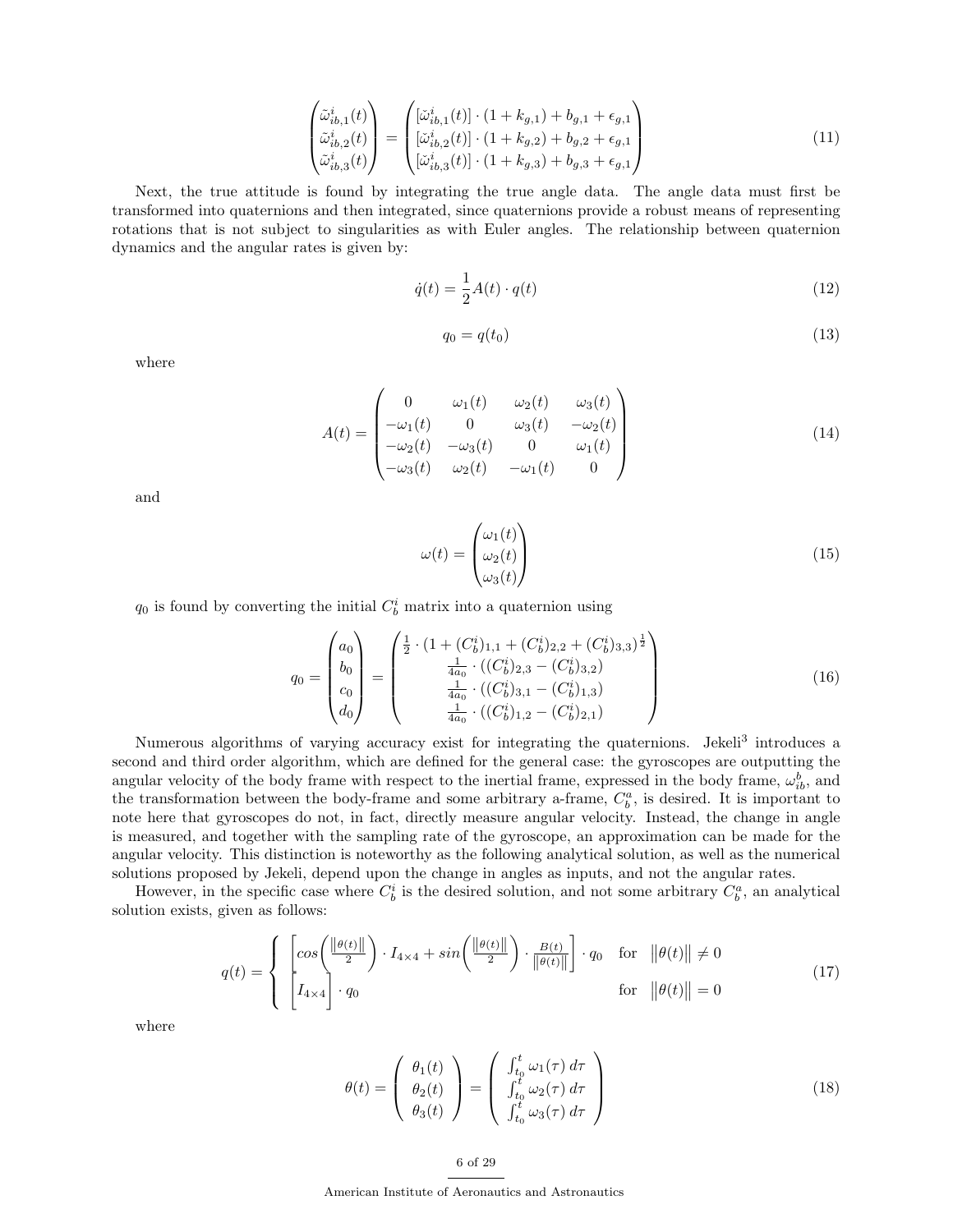$$
\begin{pmatrix} \tilde{\omega}^i_{ib,1}(t) \\ \tilde{\omega}^i_{ib,2}(t) \\ \tilde{\omega}^i_{ib,3}(t) \end{pmatrix} = \begin{pmatrix} [\breve{\omega}^i_{ib,1}(t)] \cdot (1 + k_{g,1}) + b_{g,1} + \epsilon_{g,1} \\ [\breve{\omega}^i_{ib,2}(t)] \cdot (1 + k_{g,2}) + b_{g,2} + \epsilon_{g,1} \\ [\breve{\omega}^i_{ib,3}(t)] \cdot (1 + k_{g,3}) + b_{g,3} + \epsilon_{g,1} \end{pmatrix} \tag{11}
$$

Next, the true attitude is found by integrating the true angle data. The angle data must first be transformed into quaternions and then integrated, since quaternions provide a robust means of representing rotations that is not subject to singularities as with Euler angles. The relationship between quaternion dynamics and the angular rates is given by:

$$
\dot{q}(t) = \frac{1}{2} A(t) \cdot q(t) \tag{12}
$$

$$
q_0 = q(t_0) \tag{13}
$$

where

$$
A(t) = \begin{pmatrix} 0 & \omega_1(t) & \omega_2(t) & \omega_3(t) \\ -\omega_1(t) & 0 & \omega_3(t) & -\omega_2(t) \\ -\omega_2(t) & -\omega_3(t) & 0 & \omega_1(t) \\ -\omega_3(t) & \omega_2(t) & -\omega_1(t) & 0 \end{pmatrix} \tag{14}
$$

and

$$
\omega(t) = \begin{pmatrix} \omega_1(t) \\ \omega_2(t) \\ \omega_3(t) \end{pmatrix} \tag{15}
$$

$q_0$ is found by converting the initial $C^i_b$ matrix into a quaternion using

$$
q_0 = \begin{pmatrix} a_0 \\ b_0 \\ c_0 \\ d_0 \end{pmatrix} = \begin{pmatrix} \frac{1}{2} \cdot (1 + (C^i_b)_{1,1} + (C^i_b)_{2,2} + (C^i_b)_{3,3})^{\frac{1}{2}} \\ \frac{1}{4a_0} \cdot ((C^i_b)_{2,3} - (C^i_b)_{3,2}) \\ \frac{1}{4a_0} \cdot ((C^i_b)_{3,1} - (C^i_b)_{1,3}) \\ \frac{1}{4a_0} \cdot ((C^i_b)_{1,2} - (C^i_b)_{2,1}) \end{pmatrix} \tag{16}
$$

Numerous algorithms of varying accuracy exist for integrating the quaternions. Jekeli[3] introduces a second and third order algorithm, which are defined for the general case: the gyroscopes are outputting the angular velocity of the body frame with respect to the inertial frame, expressed in the body frame, $\omega^b_{ib}$, and the transformation between the body-frame and some arbitrary a-frame, $C^a_b$, is desired. It is important to note here that gyroscopes do not, in fact, directly measure angular velocity. Instead, the change in angle is measured, and together with the sampling rate of the gyroscope, an approximation can be made for the angular velocity. This distinction is noteworthy as the following analytical solution, as well as the numerical solutions proposed by Jekeli, depend upon the change in angles as inputs, and not the angular rates.

However, in the specific case where $C^i_b$ is the desired solution, and not some arbitrary $C^a_b$, an analytical solution exists, given as follows:

$$
q(t) = \begin{cases} \left[ cos\left(\frac{\|\theta(t)\|}{2}\right) \cdot I_{4\times4} + sin\left(\frac{\|\theta(t)\|}{2}\right) \cdot \frac{B(t)}{\|\theta(t)\|} \right] \cdot q_0 & \text{for} \quad \|\theta(t)\| \neq 0 \\ \left[ I_{4\times4} \right] \cdot q_0 & \text{for} \quad \|\theta(t)\| = 0 \end{cases} \tag{17}
$$

where

$$
\theta(t) = \begin{pmatrix} \theta_1(t) \\ \theta_2(t) \\ \theta_3(t) \end{pmatrix} = \begin{pmatrix} \int_{t_0}^{t} \omega_1(\tau)\, d\tau \\ \int_{t_0}^{t} \omega_2(\tau)\, d\tau \\ \int_{t_0}^{t} \omega_3(\tau)\, d\tau \end{pmatrix} \tag{18}
$$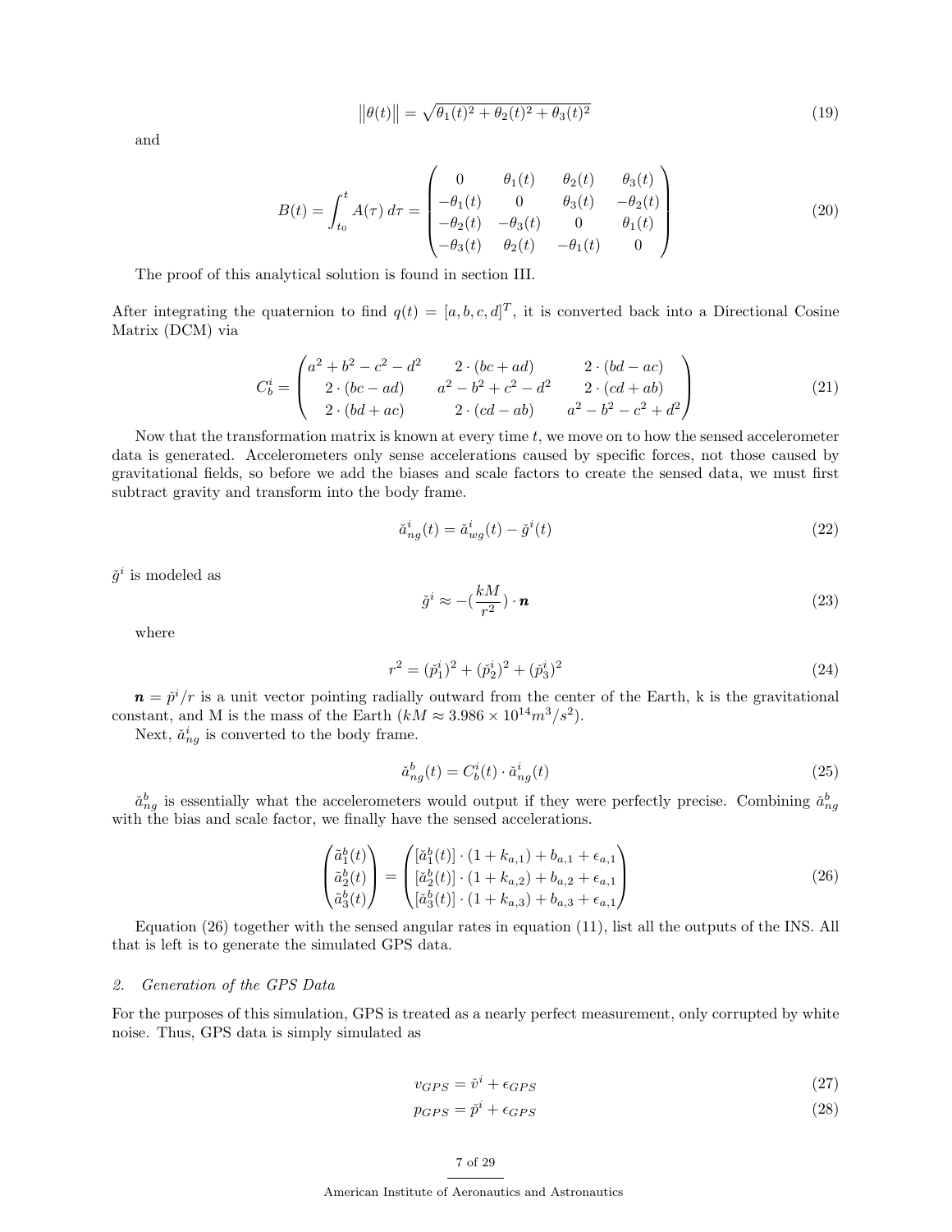$$\left\|\theta(t)\right\| = \sqrt{\theta_1(t)^2 + \theta_2(t)^2 + \theta_3(t)^2} \tag{19}$$

and

$$B(t) = \int_{t_0}^{t} A(\tau)\, d\tau = \begin{pmatrix} 0 & \theta_1(t) & \theta_2(t) & \theta_3(t) \\ -\theta_1(t) & 0 & \theta_3(t) & -\theta_2(t) \\ -\theta_2(t) & -\theta_3(t) & 0 & \theta_1(t) \\ -\theta_3(t) & \theta_2(t) & -\theta_1(t) & 0 \end{pmatrix} \tag{20}$$

The proof of this analytical solution is found in section III.

After integrating the quaternion to find $q(t) = [a, b, c, d]^T$, it is converted back into a Directional Cosine Matrix (DCM) via

$$C_b^i = \begin{pmatrix} a^2 + b^2 - c^2 - d^2 & 2 \cdot (bc + ad) & 2 \cdot (bd - ac) \\ 2 \cdot (bc - ad) & a^2 - b^2 + c^2 - d^2 & 2 \cdot (cd + ab) \\ 2 \cdot (bd + ac) & 2 \cdot (cd - ab) & a^2 - b^2 - c^2 + d^2 \end{pmatrix} \tag{21}$$

Now that the transformation matrix is known at every time $t$, we move on to how the sensed accelerometer data is generated. Accelerometers only sense accelerations caused by specific forces, not those caused by gravitational fields, so before we add the biases and scale factors to create the sensed data, we must first subtract gravity and transform into the body frame.

$$\breve{a}_{ng}^i(t) = \breve{a}_{wg}^i(t) - \breve{g}^i(t) \tag{22}$$

$\breve{g}^i$ is modeled as

$$\breve{g}^i \approx -\left(\frac{kM}{r^2}\right) \cdot \boldsymbol{n} \tag{23}$$

where

$$r^2 = (\breve{p}_1^i)^2 + (\breve{p}_2^i)^2 + (\breve{p}_3^i)^2 \tag{24}$$

$\boldsymbol{n} = \breve{p}^i / r$ is a unit vector pointing radially outward from the center of the Earth, k is the gravitational constant, and M is the mass of the Earth ($kM \approx 3.986 \times 10^{14} m^3/s^2$).

Next, $\breve{a}_{ng}^i$ is converted to the body frame.

$$\breve{a}_{ng}^b(t) = C_b^i(t) \cdot \breve{a}_{ng}^i(t) \tag{25}$$

$\breve{a}_{ng}^b$ is essentially what the accelerometers would output if they were perfectly precise. Combining $\breve{a}_{ng}^b$ with the bias and scale factor, we finally have the sensed accelerations.

$$\begin{pmatrix} \tilde{a}_1^b(t) \\ \tilde{a}_2^b(t) \\ \tilde{a}_3^b(t) \end{pmatrix} = \begin{pmatrix} [\breve{a}_1^b(t)] \cdot (1 + k_{a,1}) + b_{a,1} + \epsilon_{a,1} \\ [\breve{a}_2^b(t)] \cdot (1 + k_{a,2}) + b_{a,2} + \epsilon_{a,1} \\ [\breve{a}_3^b(t)] \cdot (1 + k_{a,3}) + b_{a,3} + \epsilon_{a,1} \end{pmatrix} \tag{26}$$

Equation (26) together with the sensed angular rates in equation (11), list all the outputs of the INS. All that is left is to generate the simulated GPS data.

### 2. *Generation of the GPS Data*

For the purposes of this simulation, GPS is treated as a nearly perfect measurement, only corrupted by white noise. Thus, GPS data is simply simulated as

$$v_{GPS} = \breve{v}^i + \epsilon_{GPS} \tag{27}$$

$$p_{GPS} = \breve{p}^i + \epsilon_{GPS} \tag{28}$$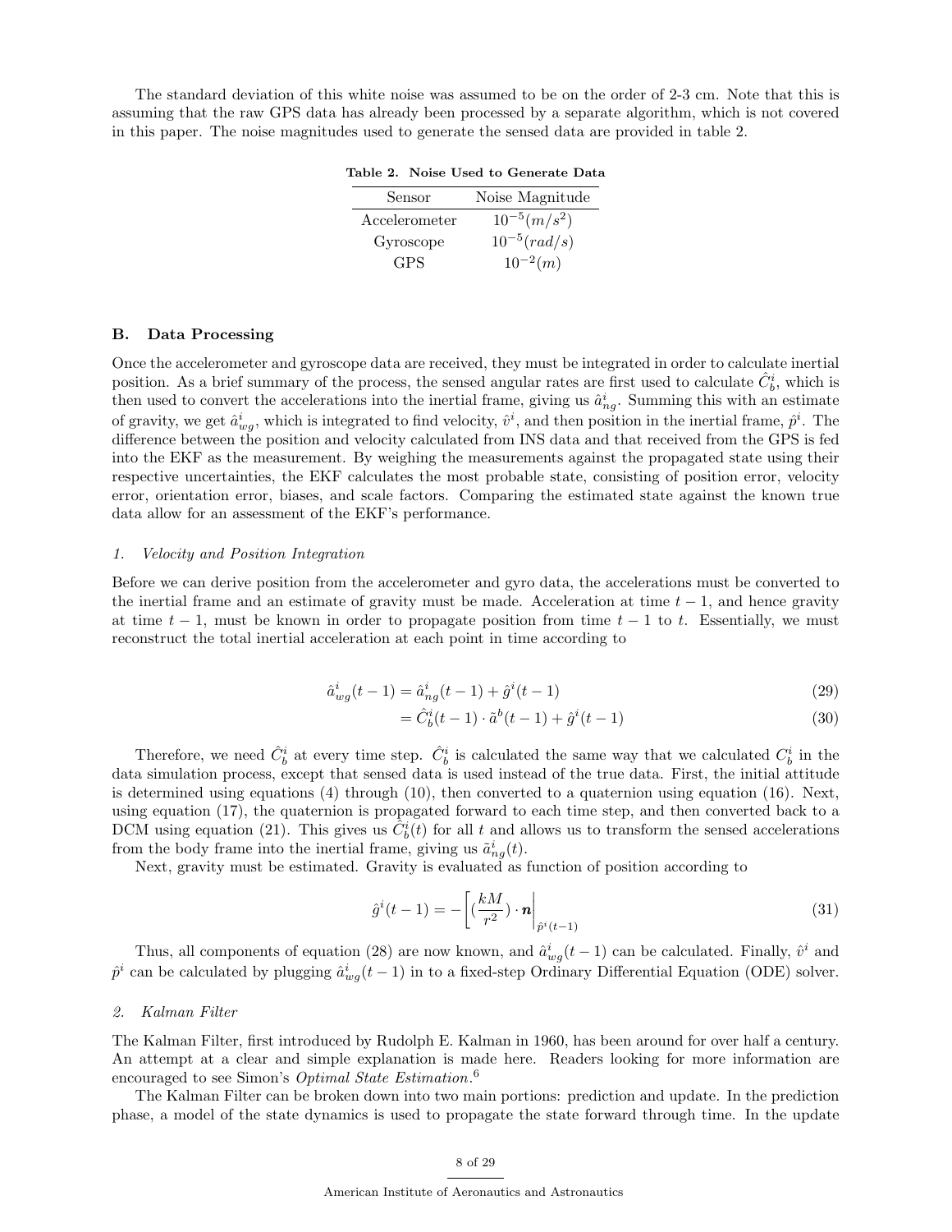The standard deviation of this white noise was assumed to be on the order of 2-3 cm. Note that this is assuming that the raw GPS data has already been processed by a separate algorithm, which is not covered in this paper. The noise magnitudes used to generate the sensed data are provided in table 2.

**Table 2. Noise Used to Generate Data**

| Sensor | Noise Magnitude |
|---|---|
| Accelerometer | $10^{-5}(m/s^2)$ |
| Gyroscope | $10^{-5}(rad/s)$ |
| GPS | $10^{-2}(m)$ |

## B. Data Processing

Once the accelerometer and gyroscope data are received, they must be integrated in order to calculate inertial position. As a brief summary of the process, the sensed angular rates are first used to calculate $\hat{C}_b^i$, which is then used to convert the accelerations into the inertial frame, giving us $\hat{a}_{ng}^i$. Summing this with an estimate of gravity, we get $\hat{a}_{wg}^i$, which is integrated to find velocity, $\hat{v}^i$, and then position in the inertial frame, $\hat{p}^i$. The difference between the position and velocity calculated from INS data and that received from the GPS is fed into the EKF as the measurement. By weighing the measurements against the propagated state using their respective uncertainties, the EKF calculates the most probable state, consisting of position error, velocity error, orientation error, biases, and scale factors. Comparing the estimated state against the known true data allow for an assessment of the EKF's performance.

### 1. Velocity and Position Integration

Before we can derive position from the accelerometer and gyro data, the accelerations must be converted to the inertial frame and an estimate of gravity must be made. Acceleration at time $t-1$, and hence gravity at time $t-1$, must be known in order to propagate position from time $t-1$ to $t$. Essentially, we must reconstruct the total inertial acceleration at each point in time according to

$$\hat{a}_{wg}^i(t-1) = \hat{a}_{ng}^i(t-1) + \hat{g}^i(t-1) \tag{29}$$

$$= \hat{C}_b^i(t-1) \cdot \tilde{a}^b(t-1) + \hat{g}^i(t-1) \tag{30}$$

Therefore, we need $\hat{C}_b^i$ at every time step. $\hat{C}_b^i$ is calculated the same way that we calculated $C_b^i$ in the data simulation process, except that sensed data is used instead of the true data. First, the initial attitude is determined using equations (4) through (10), then converted to a quaternion using equation (16). Next, using equation (17), the quaternion is propagated forward to each time step, and then converted back to a DCM using equation (21). This gives us $\hat{C}_b^i(t)$ for all $t$ and allows us to transform the sensed accelerations from the body frame into the inertial frame, giving us $\tilde{a}_{ng}^i(t)$.

Next, gravity must be estimated. Gravity is evaluated as function of position according to

$$\hat{g}^i(t-1) = -\left[ \left(\frac{kM}{r^2}\right) \cdot \boldsymbol{n} \right|_{\hat{p}^i(t-1)} \tag{31}$$

Thus, all components of equation (28) are now known, and $\hat{a}_{wg}^i(t-1)$ can be calculated. Finally, $\hat{v}^i$ and $\hat{p}^i$ can be calculated by plugging $\hat{a}_{wg}^i(t-1)$ in to a fixed-step Ordinary Differential Equation (ODE) solver.

### 2. Kalman Filter

The Kalman Filter, first introduced by Rudolph E. Kalman in 1960, has been around for over half a century. An attempt at a clear and simple explanation is made here. Readers looking for more information are encouraged to see Simon's *Optimal State Estimation*.[6]

The Kalman Filter can be broken down into two main portions: prediction and update. In the prediction phase, a model of the state dynamics is used to propagate the state forward through time. In the update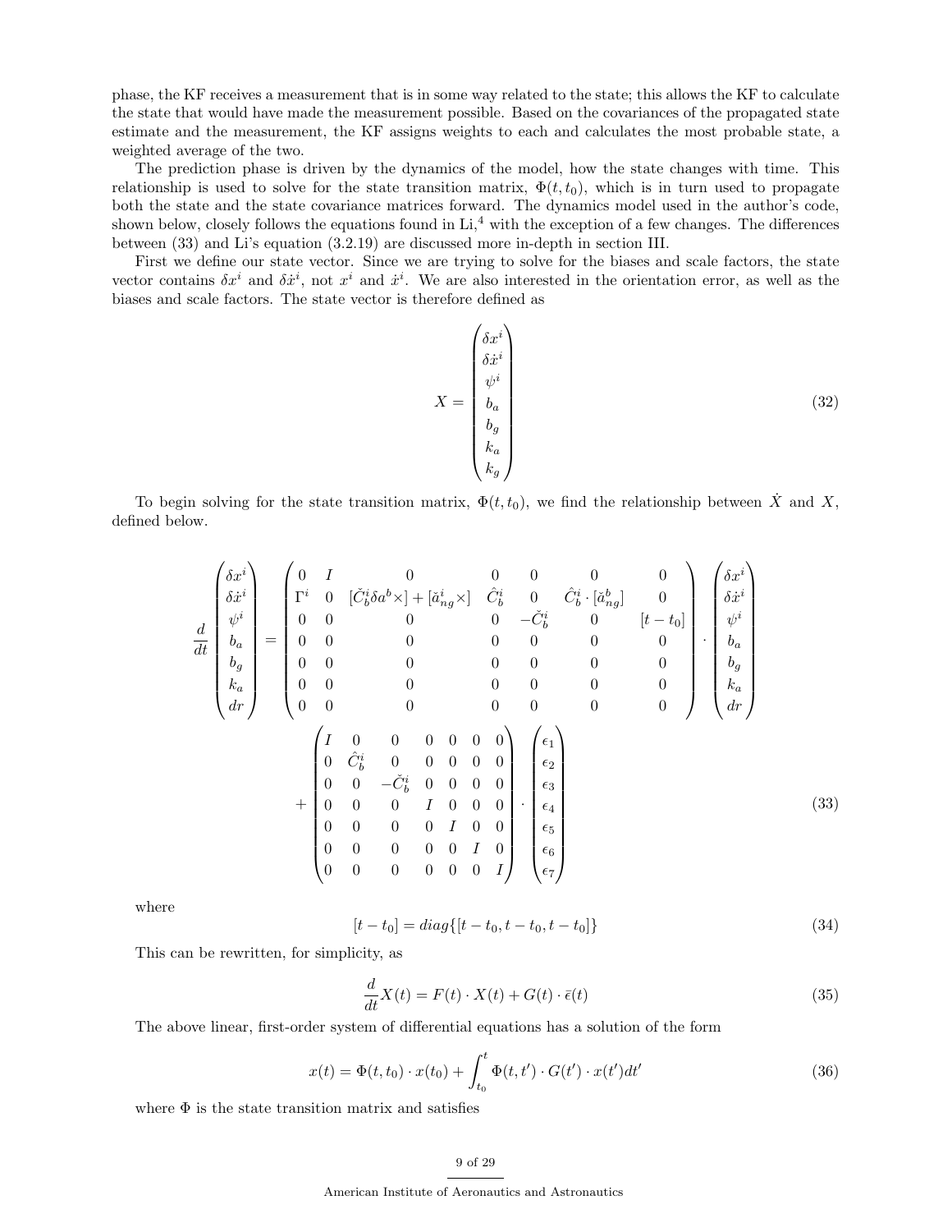phase, the KF receives a measurement that is in some way related to the state; this allows the KF to calculate the state that would have made the measurement possible. Based on the covariances of the propagated state estimate and the measurement, the KF assigns weights to each and calculates the most probable state, a weighted average of the two.

The prediction phase is driven by the dynamics of the model, how the state changes with time. This relationship is used to solve for the state transition matrix, $\Phi(t, t_0)$, which is in turn used to propagate both the state and the state covariance matrices forward. The dynamics model used in the author's code, shown below, closely follows the equations found in Li,[4] with the exception of a few changes. The differences between (33) and Li's equation (3.2.19) are discussed more in-depth in section III.

First we define our state vector. Since we are trying to solve for the biases and scale factors, the state vector contains $\delta x^i$ and $\delta \dot{x}^i$, not $x^i$ and $\dot{x}^i$. We are also interested in the orientation error, as well as the biases and scale factors. The state vector is therefore defined as

$$X = \begin{pmatrix} \delta x^i \\ \delta \dot{x}^i \\ \psi^i \\ b_a \\ b_g \\ k_a \\ k_g \end{pmatrix} \tag{32}$$

To begin solving for the state transition matrix, $\Phi(t, t_0)$, we find the relationship between $\dot{X}$ and $X$, defined below.

$$\frac{d}{dt}\begin{pmatrix} \delta x^i \\ \delta \dot{x}^i \\ \psi^i \\ b_a \\ b_g \\ k_a \\ dr \end{pmatrix} = \begin{pmatrix} 0 & I & 0 & 0 & 0 & 0 & 0 \\ \Gamma^i & 0 & [\check{C}_b^i \delta a^b \times] + [\check{a}_{ng}^i \times] & \hat{C}_b^i & 0 & \hat{C}_b^i \cdot [\check{a}_{ng}^b] & 0 \\ 0 & 0 & 0 & 0 & -\check{C}_b^i & 0 & [t-t_0] \\ 0 & 0 & 0 & 0 & 0 & 0 & 0 \\ 0 & 0 & 0 & 0 & 0 & 0 & 0 \\ 0 & 0 & 0 & 0 & 0 & 0 & 0 \\ 0 & 0 & 0 & 0 & 0 & 0 & 0 \end{pmatrix} \cdot \begin{pmatrix} \delta x^i \\ \delta \dot{x}^i \\ \psi^i \\ b_a \\ b_g \\ k_a \\ dr \end{pmatrix}$$
$$+ \begin{pmatrix} I & 0 & 0 & 0 & 0 & 0 & 0 \\ 0 & \hat{C}_b^i & 0 & 0 & 0 & 0 & 0 \\ 0 & 0 & -\check{C}_b^i & 0 & 0 & 0 & 0 \\ 0 & 0 & 0 & I & 0 & 0 & 0 \\ 0 & 0 & 0 & 0 & I & 0 & 0 \\ 0 & 0 & 0 & 0 & 0 & I & 0 \\ 0 & 0 & 0 & 0 & 0 & 0 & I \end{pmatrix} \cdot \begin{pmatrix} \epsilon_1 \\ \epsilon_2 \\ \epsilon_3 \\ \epsilon_4 \\ \epsilon_5 \\ \epsilon_6 \\ \epsilon_7 \end{pmatrix} \tag{33}$$

where

$$[t - t_0] = diag\{[t - t_0, t - t_0, t - t_0]\} \tag{34}$$

This can be rewritten, for simplicity, as

$$\frac{d}{dt}X(t) = F(t) \cdot X(t) + G(t) \cdot \bar{\epsilon}(t) \tag{35}$$

The above linear, first-order system of differential equations has a solution of the form

$$x(t) = \Phi(t, t_0) \cdot x(t_0) + \int_{t_0}^{t} \Phi(t, t') \cdot G(t') \cdot x(t')dt' \tag{36}$$

where $\Phi$ is the state transition matrix and satisfies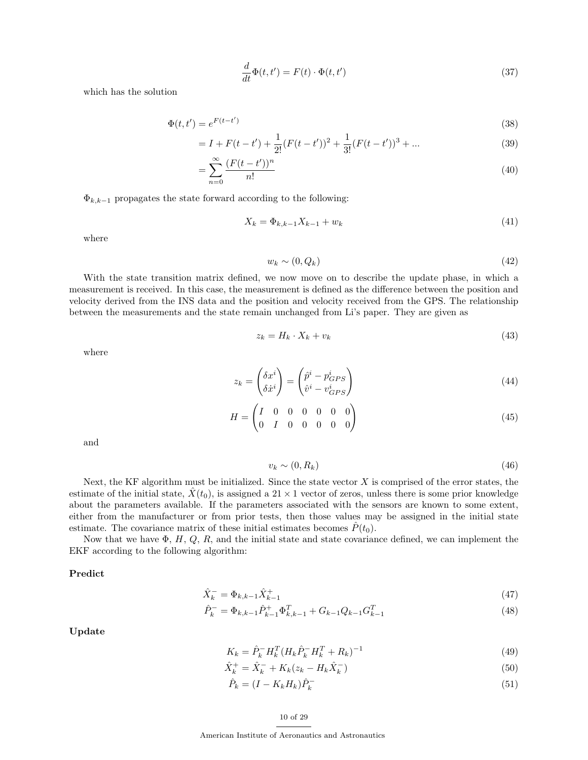$$\frac{d}{dt}\Phi(t,t') = F(t) \cdot \Phi(t,t') \tag{37}$$

which has the solution

$$\Phi(t,t') = e^{F(t-t')} \tag{38}$$

$$= I + F(t-t') + \frac{1}{2!}(F(t-t'))^2 + \frac{1}{3!}(F(t-t'))^3 + ... \tag{39}$$

$$= \sum_{n=0}^{\infty} \frac{(F(t-t'))^n}{n!} \tag{40}$$

$\Phi_{k,k-1}$ propagates the state forward according to the following:

$$X_k = \Phi_{k,k-1} X_{k-1} + w_k \tag{41}$$

where

$$w_k \sim (0, Q_k) \tag{42}$$

With the state transition matrix defined, we now move on to describe the update phase, in which a measurement is received. In this case, the measurement is defined as the difference between the position and velocity derived from the INS data and the position and velocity received from the GPS. The relationship between the measurements and the state remain unchanged from Li's paper. They are given as

$$z_k = H_k \cdot X_k + v_k \tag{43}$$

where

$$z_k = \begin{pmatrix} \delta x^i \\ \delta \dot{x}^i \end{pmatrix} = \begin{pmatrix} \hat{p}^i - p^i_{GPS} \\ \hat{v}^i - v^i_{GPS} \end{pmatrix} \tag{44}$$

$$H = \begin{pmatrix} I & 0 & 0 & 0 & 0 & 0 & 0 \\ 0 & I & 0 & 0 & 0 & 0 & 0 \end{pmatrix} \tag{45}$$

and

$$v_k \sim (0, R_k) \tag{46}$$

Next, the KF algorithm must be initialized. Since the state vector $X$ is comprised of the error states, the estimate of the initial state, $\hat{X}(t_0)$, is assigned a $21 \times 1$ vector of zeros, unless there is some prior knowledge about the parameters available. If the parameters associated with the sensors are known to some extent, either from the manufacturer or from prior tests, then those values may be assigned in the initial state estimate. The covariance matrix of these initial estimates becomes $\hat{P}(t_0)$.

Now that we have $\Phi$, $H$, $Q$, $R$, and the initial state and state covariance defined, we can implement the EKF according to the following algorithm:

**Predict**

$$\hat{X}_k^- = \Phi_{k,k-1} \hat{X}_{k-1}^+ \tag{47}$$

$$\hat{P}_k^- = \Phi_{k,k-1} \hat{P}_{k-1}^+ \Phi_{k,k-1}^T + G_{k-1} Q_{k-1} G_{k-1}^T \tag{48}$$

**Update**

$$K_k = \hat{P}_k^- H_k^T (H_k \hat{P}_k^- H_k^T + R_k)^{-1} \tag{49}$$

$$\hat{X}_k^+ = \hat{X}_k^- + K_k (z_k - H_k \hat{X}_k^-) \tag{50}$$

$$\hat{P}_k = (I - K_k H_k) \hat{P}_k^- \tag{51}$$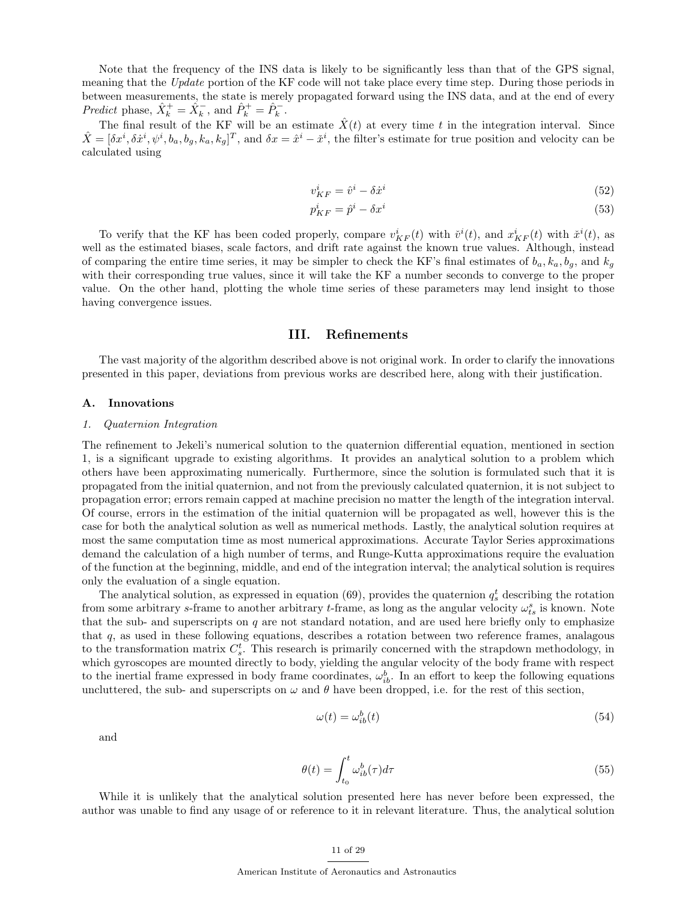Note that the frequency of the INS data is likely to be significantly less than that of the GPS signal, meaning that the *Update* portion of the KF code will not take place every time step. During those periods in between measurements, the state is merely propagated forward using the INS data, and at the end of every *Predict* phase, $\hat{X}_k^+ = \hat{X}_k^-$, and $\hat{P}_k^+ = \hat{P}_k^-$.

The final result of the KF will be an estimate $\hat{X}(t)$ at every time $t$ in the integration interval. Since $\hat{X} = [\delta x^i, \delta\dot{x}^i, \psi^i, b_a, b_g, k_a, k_g]^T$, and $\delta x = \hat{x}^i - \check{x}^i$, the filter's estimate for true position and velocity can be calculated using

$$v^i_{KF} = \hat{v}^i - \delta\dot{x}^i \tag{52}$$

$$p^i_{KF} = \hat{p}^i - \delta x^i \tag{53}$$

To verify that the KF has been coded properly, compare $v^i_{KF}(t)$ with $\check{v}^i(t)$, and $x^i_{KF}(t)$ with $\check{x}^i(t)$, as well as the estimated biases, scale factors, and drift rate against the known true values. Although, instead of comparing the entire time series, it may be simpler to check the KF's final estimates of $b_a, k_a, b_g$, and $k_g$ with their corresponding true values, since it will take the KF a number seconds to converge to the proper value. On the other hand, plotting the whole time series of these parameters may lend insight to those having convergence issues.

## III. Refinements

The vast majority of the algorithm described above is not original work. In order to clarify the innovations presented in this paper, deviations from previous works are described here, along with their justification.

### A. Innovations

#### 1. *Quaternion Integration*

The refinement to Jekeli's numerical solution to the quaternion differential equation, mentioned in section 1, is a significant upgrade to existing algorithms. It provides an analytical solution to a problem which others have been approximating numerically. Furthermore, since the solution is formulated such that it is propagated from the initial quaternion, and not from the previously calculated quaternion, it is not subject to propagation error; errors remain capped at machine precision no matter the length of the integration interval. Of course, errors in the estimation of the initial quaternion will be propagated as well, however this is the case for both the analytical solution as well as numerical methods. Lastly, the analytical solution requires at most the same computation time as most numerical approximations. Accurate Taylor Series approximations demand the calculation of a high number of terms, and Runge-Kutta approximations require the evaluation of the function at the beginning, middle, and end of the integration interval; the analytical solution is requires only the evaluation of a single equation.

The analytical solution, as expressed in equation (69), provides the quaternion $q_s^t$ describing the rotation from some arbitrary $s$-frame to another arbitrary $t$-frame, as long as the angular velocity $\omega^s_{ts}$ is known. Note that the sub- and superscripts on $q$ are not standard notation, and are used here briefly only to emphasize that $q$, as used in these following equations, describes a rotation between two reference frames, analagous to the transformation matrix $C_s^t$. This research is primarily concerned with the strapdown methodology, in which gyroscopes are mounted directly to body, yielding the angular velocity of the body frame with respect to the inertial frame expressed in body frame coordinates, $\omega^b_{ib}$. In an effort to keep the following equations uncluttered, the sub- and superscripts on $\omega$ and $\theta$ have been dropped, i.e. for the rest of this section,

$$\omega(t) = \omega^b_{ib}(t) \tag{54}$$

and

$$\theta(t) = \int_{t_0}^{t} \omega^b_{ib}(\tau)d\tau \tag{55}$$

While it is unlikely that the analytical solution presented here has never before been expressed, the author was unable to find any usage of or reference to it in relevant literature. Thus, the analytical solution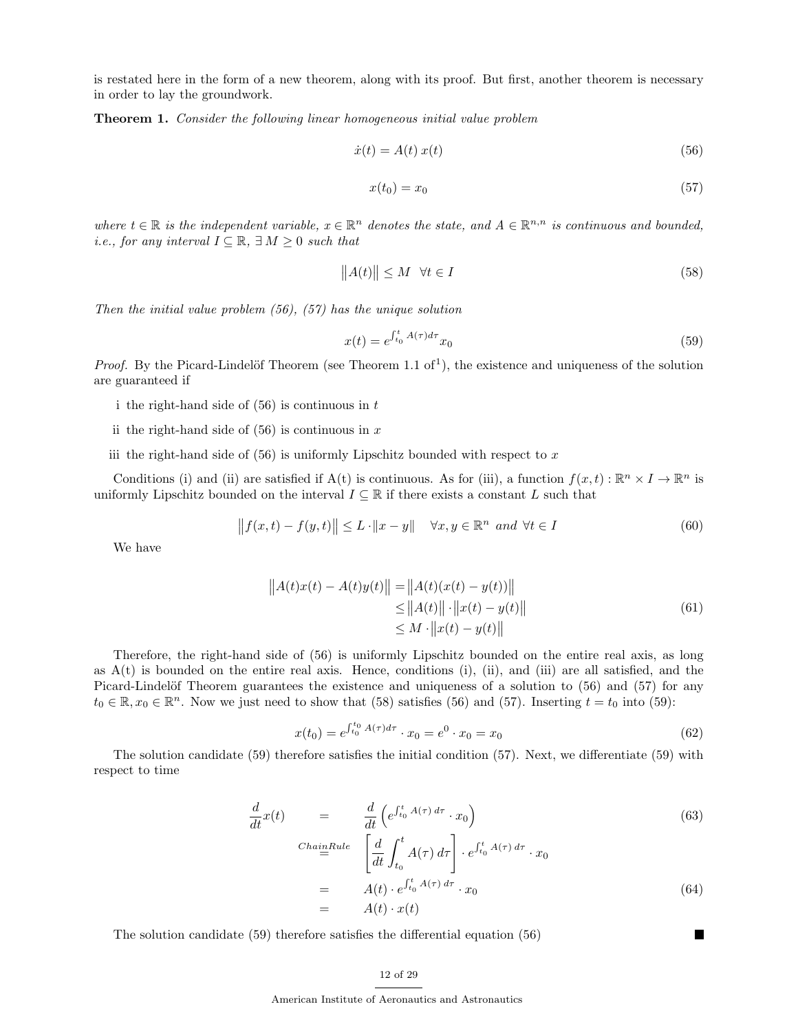is restated here in the form of a new theorem, along with its proof. But first, another theorem is necessary in order to lay the groundwork.

**Theorem 1.** *Consider the following linear homogeneous initial value problem*

$$\dot{x}(t) = A(t)\,x(t) \tag{56}$$

$$x(t_0) = x_0 \tag{57}$$

*where $t \in \mathbb{R}$ is the independent variable, $x \in \mathbb{R}^n$ denotes the state, and $A \in \mathbb{R}^{n,n}$ is continuous and bounded, i.e., for any interval $I \subseteq \mathbb{R}$, $\exists\, M \geq 0$ such that*

$$\big\|A(t)\big\| \leq M \quad \forall t \in I \tag{58}$$

*Then the initial value problem (56), (57) has the unique solution*

$$x(t) = e^{\int_{t_0}^{t} A(\tau)d\tau} x_0 \tag{59}$$

*Proof.* By the Picard-Lindelöf Theorem (see Theorem 1.1 of[1]), the existence and uniqueness of the solution are guaranteed if

i the right-hand side of (56) is continuous in $t$

ii the right-hand side of (56) is continuous in $x$

iii the right-hand side of (56) is uniformly Lipschitz bounded with respect to $x$

Conditions (i) and (ii) are satisfied if A(t) is continuous. As for (iii), a function $f(x,t) : \mathbb{R}^n \times I \to \mathbb{R}^n$ is uniformly Lipschitz bounded on the interval $I \subseteq \mathbb{R}$ if there exists a constant $L$ such that

$$\big\|f(x,t) - f(y,t)\big\| \leq L \cdot \|x - y\| \quad \forall x, y \in \mathbb{R}^n \text{ and } \forall t \in I \tag{60}$$

We have

$$\begin{aligned} \big\|A(t)x(t) - A(t)y(t)\big\| &= \big\|A(t)(x(t) - y(t))\big\| \\ &\leq \big\|A(t)\big\| \cdot \big\|x(t) - y(t)\big\| \\ &\leq M \cdot \big\|x(t) - y(t)\big\| \end{aligned} \tag{61}$$

Therefore, the right-hand side of (56) is uniformly Lipschitz bounded on the entire real axis, as long as A(t) is bounded on the entire real axis. Hence, conditions (i), (ii), and (iii) are all satisfied, and the Picard-Lindelöf Theorem guarantees the existence and uniqueness of a solution to (56) and (57) for any $t_0 \in \mathbb{R}, x_0 \in \mathbb{R}^n$. Now we just need to show that (58) satisfies (56) and (57). Inserting $t = t_0$ into (59):

$$x(t_0) = e^{\int_{t_0}^{t_0} A(\tau)d\tau} \cdot x_0 = e^0 \cdot x_0 = x_0 \tag{62}$$

The solution candidate (59) therefore satisfies the initial condition (57). Next, we differentiate (59) with respect to time

$$\frac{d}{dt}x(t) = \frac{d}{dt}\left(e^{\int_{t_0}^{t} A(\tau)\,d\tau} \cdot x_0\right) \tag{63}$$

$$\overset{Chain Rule}{=} \left[\frac{d}{dt}\int_{t_0}^{t} A(\tau)\,d\tau\right] \cdot e^{\int_{t_0}^{t} A(\tau)\,d\tau} \cdot x_0$$

$$= A(t) \cdot e^{\int_{t_0}^{t} A(\tau)\,d\tau} \cdot x_0 \tag{64}$$

$$= A(t) \cdot x(t)$$

The solution candidate (59) therefore satisfies the differential equation (56) ∎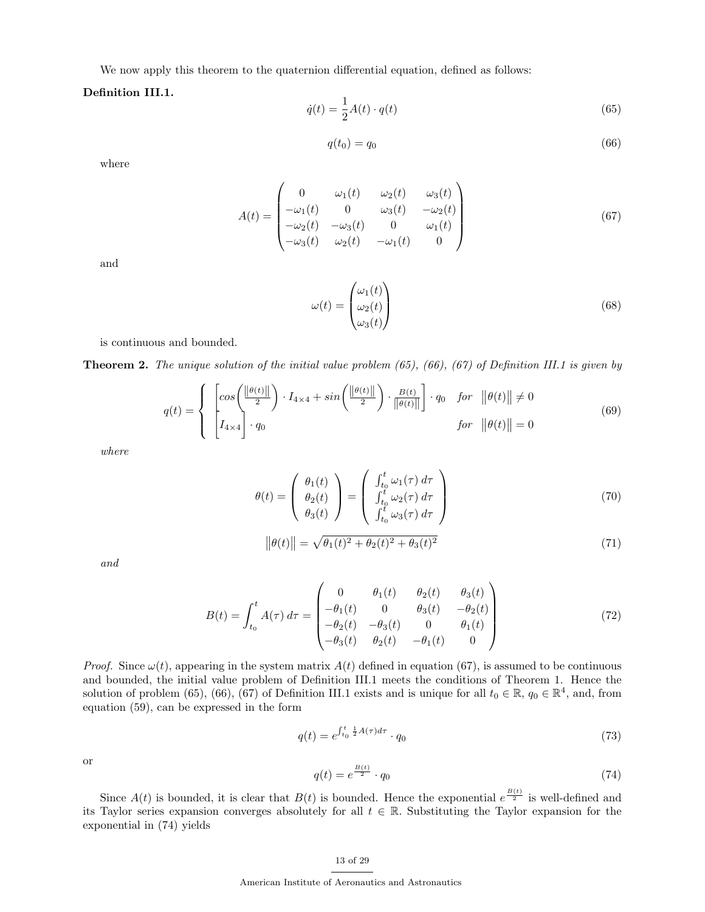We now apply this theorem to the quaternion differential equation, defined as follows:

**Definition III.1.**

$$\dot{q}(t) = \frac{1}{2} A(t) \cdot q(t) \tag{65}$$

$$q(t_0) = q_0 \tag{66}$$

where

$$A(t) = \begin{pmatrix} 0 & \omega_1(t) & \omega_2(t) & \omega_3(t) \\ -\omega_1(t) & 0 & \omega_3(t) & -\omega_2(t) \\ -\omega_2(t) & -\omega_3(t) & 0 & \omega_1(t) \\ -\omega_3(t) & \omega_2(t) & -\omega_1(t) & 0 \end{pmatrix} \tag{67}$$

and

$$\omega(t) = \begin{pmatrix} \omega_1(t) \\ \omega_2(t) \\ \omega_3(t) \end{pmatrix} \tag{68}$$

is continuous and bounded.

**Theorem 2.** *The unique solution of the initial value problem (65), (66), (67) of Definition III.1 is given by*

$$q(t) = \begin{cases} \left[ cos\left(\frac{\|\theta(t)\|}{2}\right) \cdot I_{4\times 4} + sin\left(\frac{\|\theta(t)\|}{2}\right) \cdot \frac{B(t)}{\|\theta(t)\|} \right] \cdot q_0 & for \quad \|\theta(t)\| \neq 0 \\ \left[ I_{4\times 4} \right] \cdot q_0 & for \quad \|\theta(t)\| = 0 \end{cases} \tag{69}$$

*where*

$$\theta(t) = \begin{pmatrix} \theta_1(t) \\ \theta_2(t) \\ \theta_3(t) \end{pmatrix} = \begin{pmatrix} \int_{t_0}^{t} \omega_1(\tau)\, d\tau \\ \int_{t_0}^{t} \omega_2(\tau)\, d\tau \\ \int_{t_0}^{t} \omega_3(\tau)\, d\tau \end{pmatrix} \tag{70}$$

$$\|\theta(t)\| = \sqrt{\theta_1(t)^2 + \theta_2(t)^2 + \theta_3(t)^2} \tag{71}$$

*and*

$$B(t) = \int_{t_0}^{t} A(\tau)\, d\tau = \begin{pmatrix} 0 & \theta_1(t) & \theta_2(t) & \theta_3(t) \\ -\theta_1(t) & 0 & \theta_3(t) & -\theta_2(t) \\ -\theta_2(t) & -\theta_3(t) & 0 & \theta_1(t) \\ -\theta_3(t) & \theta_2(t) & -\theta_1(t) & 0 \end{pmatrix} \tag{72}$$

*Proof.* Since $\omega(t)$, appearing in the system matrix $A(t)$ defined in equation (67), is assumed to be continuous and bounded, the initial value problem of Definition III.1 meets the conditions of Theorem 1. Hence the solution of problem (65), (66), (67) of Definition III.1 exists and is unique for all $t_0 \in \mathbb{R}$, $q_0 \in \mathbb{R}^4$, and, from equation (59), can be expressed in the form

$$q(t) = e^{\int_{t_0}^{t} \frac{1}{2} A(\tau) d\tau} \cdot q_0 \tag{73}$$

or

$$q(t) = e^{\frac{B(t)}{2}} \cdot q_0 \tag{74}$$

Since $A(t)$ is bounded, it is clear that $B(t)$ is bounded. Hence the exponential $e^{\frac{B(t)}{2}}$ is well-defined and its Taylor series expansion converges absolutely for all $t \in \mathbb{R}$. Substituting the Taylor expansion for the exponential in (74) yields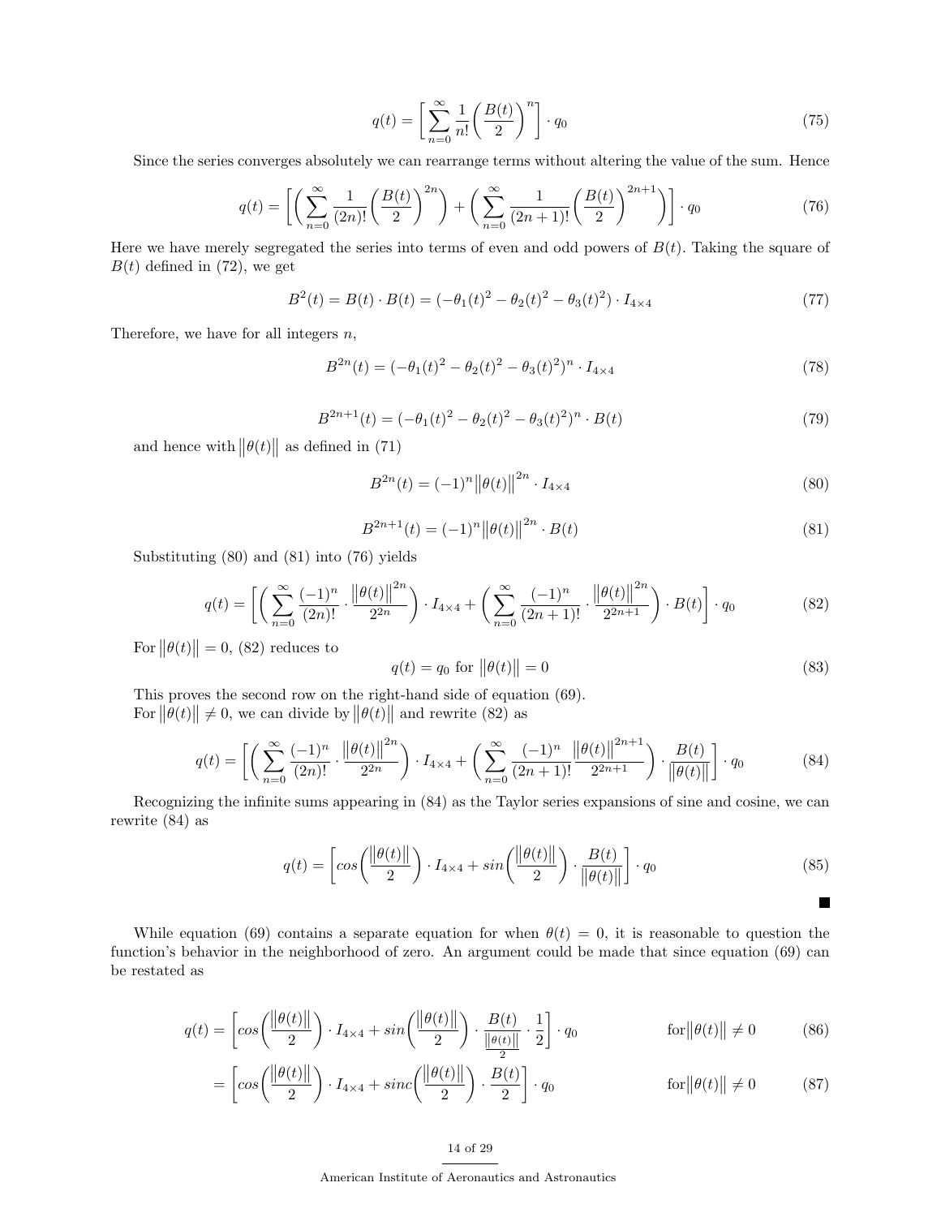$$q(t) = \left[ \sum_{n=0}^{\infty} \frac{1}{n!} \left( \frac{B(t)}{2} \right)^n \right] \cdot q_0 \tag{75}$$

Since the series converges absolutely we can rearrange terms without altering the value of the sum. Hence

$$q(t) = \left[ \left( \sum_{n=0}^{\infty} \frac{1}{(2n)!} \left( \frac{B(t)}{2} \right)^{2n} \right) + \left( \sum_{n=0}^{\infty} \frac{1}{(2n+1)!} \left( \frac{B(t)}{2} \right)^{2n+1} \right) \right] \cdot q_0 \tag{76}$$

Here we have merely segregated the series into terms of even and odd powers of $B(t)$. Taking the square of $B(t)$ defined in (72), we get

$$B^2(t) = B(t) \cdot B(t) = (-\theta_1(t)^2 - \theta_2(t)^2 - \theta_3(t)^2) \cdot I_{4\times4} \tag{77}$$

Therefore, we have for all integers $n$,

$$B^{2n}(t) = (-\theta_1(t)^2 - \theta_2(t)^2 - \theta_3(t)^2)^n \cdot I_{4\times4} \tag{78}$$

$$B^{2n+1}(t) = (-\theta_1(t)^2 - \theta_2(t)^2 - \theta_3(t)^2)^n \cdot B(t) \tag{79}$$

and hence with $\|\theta(t)\|$ as defined in (71)

$$B^{2n}(t) = (-1)^n \|\theta(t)\|^{2n} \cdot I_{4\times4} \tag{80}$$

$$B^{2n+1}(t) = (-1)^n \|\theta(t)\|^{2n} \cdot B(t) \tag{81}$$

Substituting (80) and (81) into (76) yields

$$q(t) = \left[ \left( \sum_{n=0}^{\infty} \frac{(-1)^n}{(2n)!} \cdot \frac{\|\theta(t)\|^{2n}}{2^{2n}} \right) \cdot I_{4\times4} + \left( \sum_{n=0}^{\infty} \frac{(-1)^n}{(2n+1)!} \cdot \frac{\|\theta(t)\|^{2n}}{2^{2n+1}} \right) \cdot B(t) \right] \cdot q_0 \tag{82}$$

For $\|\theta(t)\| = 0$, (82) reduces to

$$q(t) = q_0 \text{ for } \|\theta(t)\| = 0 \tag{83}$$

This proves the second row on the right-hand side of equation (69).
For $\|\theta(t)\| \neq 0$, we can divide by $\|\theta(t)\|$ and rewrite (82) as

$$q(t) = \left[ \left( \sum_{n=0}^{\infty} \frac{(-1)^n}{(2n)!} \cdot \frac{\|\theta(t)\|^{2n}}{2^{2n}} \right) \cdot I_{4\times4} + \left( \sum_{n=0}^{\infty} \frac{(-1)^n}{(2n+1)!} \frac{\|\theta(t)\|^{2n+1}}{2^{2n+1}} \right) \cdot \frac{B(t)}{\|\theta(t)\|} \right] \cdot q_0 \tag{84}$$

Recognizing the infinite sums appearing in (84) as the Taylor series expansions of sine and cosine, we can rewrite (84) as

$$q(t) = \left[ cos\left( \frac{\|\theta(t)\|}{2} \right) \cdot I_{4\times4} + sin\left( \frac{\|\theta(t)\|}{2} \right) \cdot \frac{B(t)}{\|\theta(t)\|} \right] \cdot q_0 \tag{85}$$

■

While equation (69) contains a separate equation for when $\theta(t) = 0$, it is reasonable to question the function's behavior in the neighborhood of zero. An argument could be made that since equation (69) can be restated as

$$q(t) = \left[ cos\left( \frac{\|\theta(t)\|}{2} \right) \cdot I_{4\times4} + sin\left( \frac{\|\theta(t)\|}{2} \right) \cdot \frac{B(t)}{\frac{\|\theta(t)\|}{2}} \cdot \frac{1}{2} \right] \cdot q_0 \qquad \text{for} \|\theta(t)\| \neq 0 \tag{86}$$

$$= \left[ cos\left( \frac{\|\theta(t)\|}{2} \right) \cdot I_{4\times4} + sinc\left( \frac{\|\theta(t)\|}{2} \right) \cdot \frac{B(t)}{2} \right] \cdot q_0 \qquad \text{for} \|\theta(t)\| \neq 0 \tag{87}$$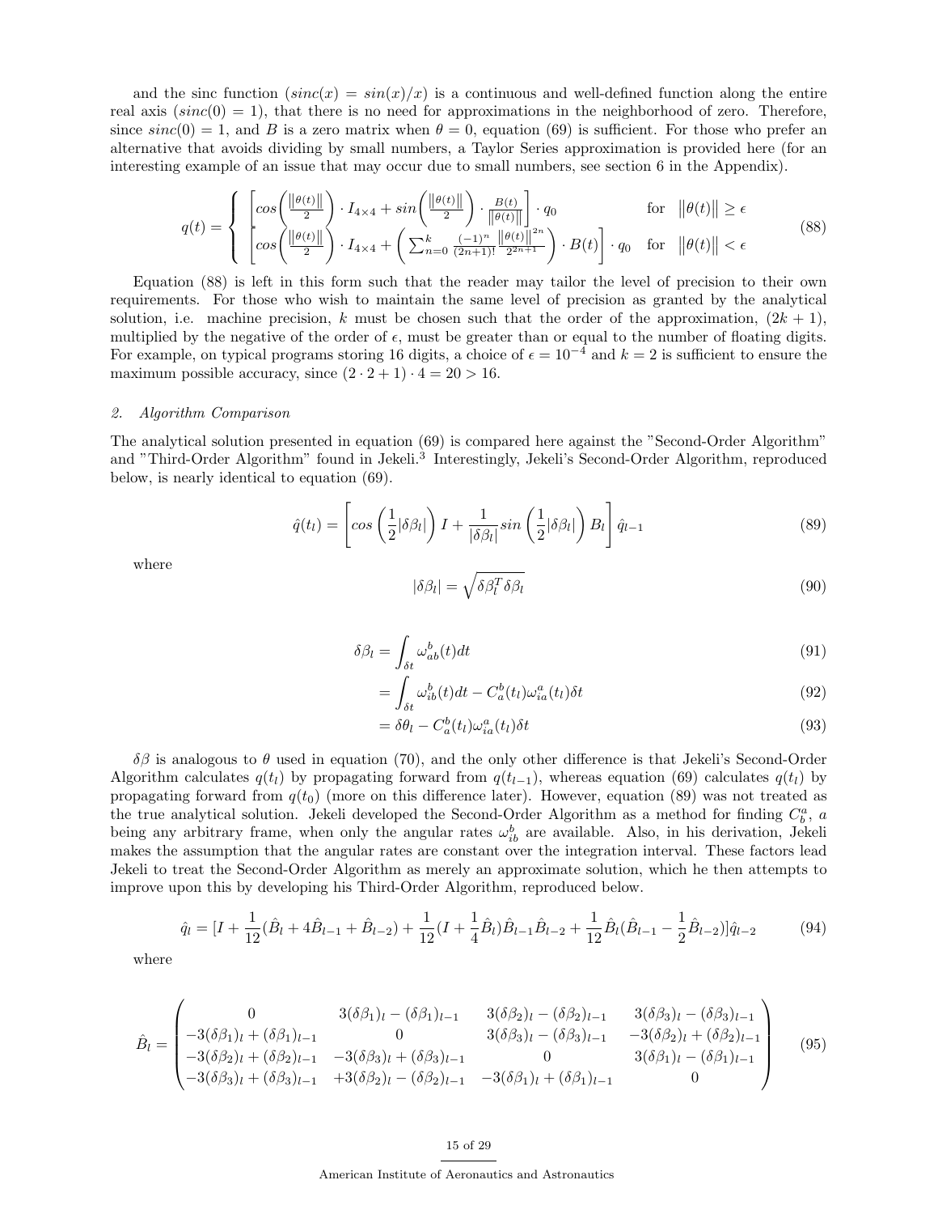and the sinc function ($sinc(x) = sin(x)/x$) is a continuous and well-defined function along the entire real axis ($sinc(0) = 1$), that there is no need for approximations in the neighborhood of zero. Therefore, since $sinc(0) = 1$, and $B$ is a zero matrix when $\theta = 0$, equation (69) is sufficient. For those who prefer an alternative that avoids dividing by small numbers, a Taylor Series approximation is provided here (for an interesting example of an issue that may occur due to small numbers, see section 6 in the Appendix).

$$q(t) = \begin{cases} \left[ cos\left(\frac{\|\theta(t)\|}{2}\right) \cdot I_{4\times4} + sin\left(\frac{\|\theta(t)\|}{2}\right) \cdot \frac{B(t)}{\|\theta(t)\|} \right] \cdot q_0 & \text{for} \quad \|\theta(t)\| \geq \epsilon \\ \left[ cos\left(\frac{\|\theta(t)\|}{2}\right) \cdot I_{4\times4} + \left( \sum_{n=0}^{k} \frac{(-1)^n}{(2n+1)!} \frac{\|\theta(t)\|^{2n}}{2^{2n+1}} \right) \cdot B(t) \right] \cdot q_0 & \text{for} \quad \|\theta(t)\| < \epsilon \end{cases} \tag{88}$$

Equation (88) is left in this form such that the reader may tailor the level of precision to their own requirements. For those who wish to maintain the same level of precision as granted by the analytical solution, i.e. machine precision, $k$ must be chosen such that the order of the approximation, $(2k + 1)$, multiplied by the negative of the order of $\epsilon$, must be greater than or equal to the number of floating digits. For example, on typical programs storing 16 digits, a choice of $\epsilon = 10^{-4}$ and $k = 2$ is sufficient to ensure the maximum possible accuracy, since $(2 \cdot 2 + 1) \cdot 4 = 20 > 16$.

## *2. Algorithm Comparison*

The analytical solution presented in equation (69) is compared here against the "Second-Order Algorithm" and "Third-Order Algorithm" found in Jekeli.[3] Interestingly, Jekeli's Second-Order Algorithm, reproduced below, is nearly identical to equation (69).

$$\hat{q}(t_l) = \left[ cos\left(\frac{1}{2}|\delta\beta_l|\right) I + \frac{1}{|\delta\beta_l|} sin\left(\frac{1}{2}|\delta\beta_l|\right) B_l \right] \hat{q}_{l-1} \tag{89}$$

where

$$|\delta\beta_l| = \sqrt{\delta\beta_l^T \delta\beta_l} \tag{90}$$

$$\delta\beta_l = \int_{\delta t} \omega_{ab}^b(t) dt \tag{91}$$

$$= \int_{\delta t} \omega_{ib}^b(t) dt - C_a^b(t_l)\omega_{ia}^a(t_l)\delta t \tag{92}$$

$$= \delta\theta_l - C_a^b(t_l)\omega_{ia}^a(t_l)\delta t \tag{93}$$

$\delta\beta$ is analogous to $\theta$ used in equation (70), and the only other difference is that Jekeli's Second-Order Algorithm calculates $q(t_l)$ by propagating forward from $q(t_{l-1})$, whereas equation (69) calculates $q(t_l)$ by propagating forward from $q(t_0)$ (more on this difference later). However, equation (89) was not treated as the true analytical solution. Jekeli developed the Second-Order Algorithm as a method for finding $C_b^a$, $a$ being any arbitrary frame, when only the angular rates $\omega_{ib}^b$ are available. Also, in his derivation, Jekeli makes the assumption that the angular rates are constant over the integration interval. These factors lead Jekeli to treat the Second-Order Algorithm as merely an approximate solution, which he then attempts to improve upon this by developing his Third-Order Algorithm, reproduced below.

$$\hat{q}_l = [I + \frac{1}{12}(\hat{B}_l + 4\hat{B}_{l-1} + \hat{B}_{l-2}) + \frac{1}{12}(I + \frac{1}{4}\hat{B}_l)\hat{B}_{l-1}\hat{B}_{l-2} + \frac{1}{12}\hat{B}_l(\hat{B}_{l-1} - \frac{1}{2}\hat{B}_{l-2})]\hat{q}_{l-2} \tag{94}$$

where

$$\hat{B}_l = \begin{pmatrix} 0 & 3(\delta\beta_1)_l - (\delta\beta_1)_{l-1} & 3(\delta\beta_2)_l - (\delta\beta_2)_{l-1} & 3(\delta\beta_3)_l - (\delta\beta_3)_{l-1} \\ -3(\delta\beta_1)_l + (\delta\beta_1)_{l-1} & 0 & 3(\delta\beta_3)_l - (\delta\beta_3)_{l-1} & -3(\delta\beta_2)_l + (\delta\beta_2)_{l-1} \\ -3(\delta\beta_2)_l + (\delta\beta_2)_{l-1} & -3(\delta\beta_3)_l + (\delta\beta_3)_{l-1} & 0 & 3(\delta\beta_1)_l - (\delta\beta_1)_{l-1} \\ -3(\delta\beta_3)_l + (\delta\beta_3)_{l-1} & +3(\delta\beta_2)_l - (\delta\beta_2)_{l-1} & -3(\delta\beta_1)_l + (\delta\beta_1)_{l-1} & 0 \end{pmatrix} \tag{95}$$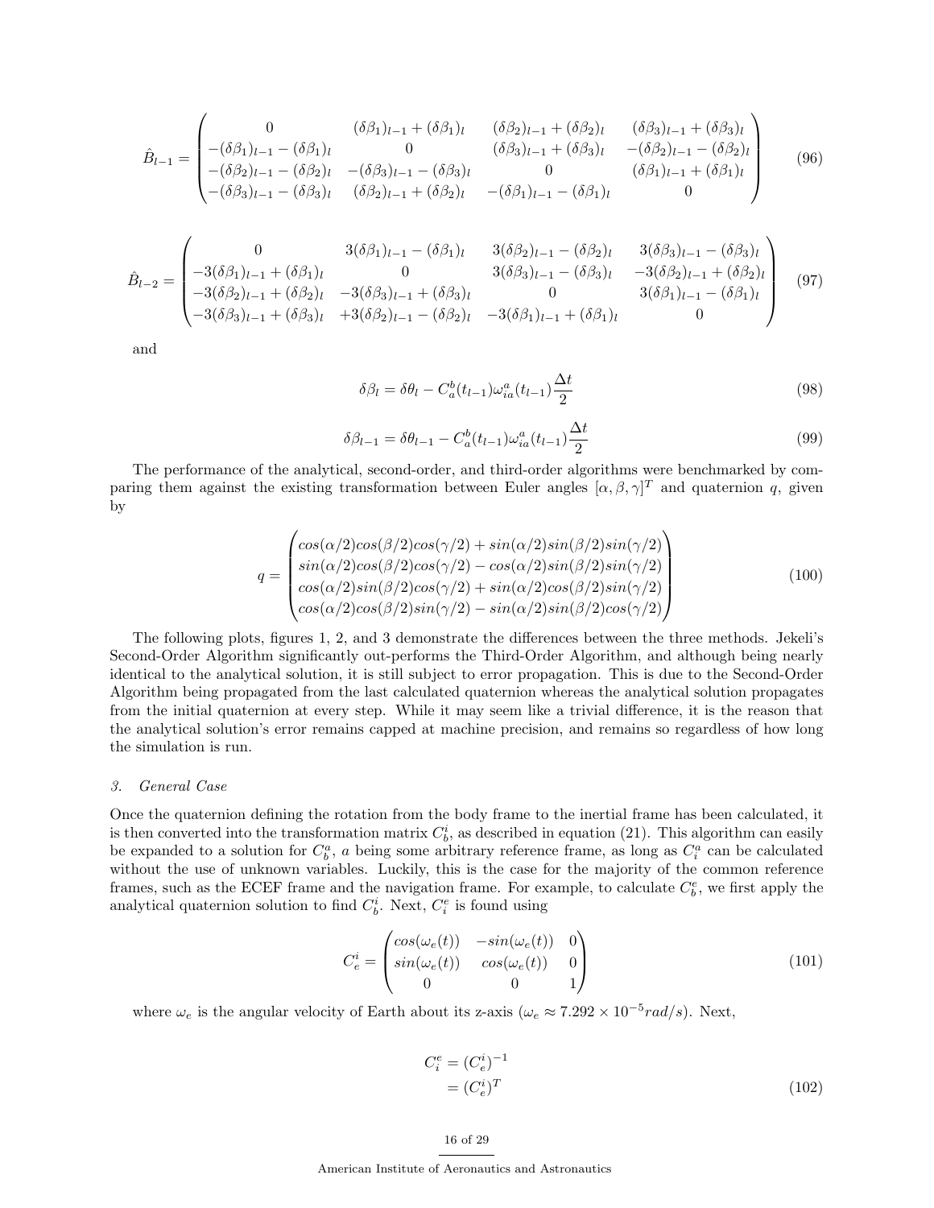$$
\hat{B}_{l-1} = \begin{pmatrix} 0 & (\delta\beta_1)_{l-1} + (\delta\beta_1)_l & (\delta\beta_2)_{l-1} + (\delta\beta_2)_l & (\delta\beta_3)_{l-1} + (\delta\beta_3)_l \\ -(\delta\beta_1)_{l-1} - (\delta\beta_1)_l & 0 & (\delta\beta_3)_{l-1} + (\delta\beta_3)_l & -(\delta\beta_2)_{l-1} - (\delta\beta_2)_l \\ -(\delta\beta_2)_{l-1} - (\delta\beta_2)_l & -(\delta\beta_3)_{l-1} - (\delta\beta_3)_l & 0 & (\delta\beta_1)_{l-1} + (\delta\beta_1)_l \\ -(\delta\beta_3)_{l-1} - (\delta\beta_3)_l & (\delta\beta_2)_{l-1} + (\delta\beta_2)_l & -(\delta\beta_1)_{l-1} - (\delta\beta_1)_l & 0 \end{pmatrix} \tag{96}
$$

$$
\hat{B}_{l-2} = \begin{pmatrix} 0 & 3(\delta\beta_1)_{l-1} - (\delta\beta_1)_l & 3(\delta\beta_2)_{l-1} - (\delta\beta_2)_l & 3(\delta\beta_3)_{l-1} - (\delta\beta_3)_l \\ -3(\delta\beta_1)_{l-1} + (\delta\beta_1)_l & 0 & 3(\delta\beta_3)_{l-1} - (\delta\beta_3)_l & -3(\delta\beta_2)_{l-1} + (\delta\beta_2)_l \\ -3(\delta\beta_2)_{l-1} + (\delta\beta_2)_l & -3(\delta\beta_3)_{l-1} + (\delta\beta_3)_l & 0 & 3(\delta\beta_1)_{l-1} - (\delta\beta_1)_l \\ -3(\delta\beta_3)_{l-1} + (\delta\beta_3)_l & +3(\delta\beta_2)_{l-1} - (\delta\beta_2)_l & -3(\delta\beta_1)_{l-1} + (\delta\beta_1)_l & 0 \end{pmatrix} \tag{97}
$$

and

$$
\delta\beta_l = \delta\theta_l - C_a^b(t_{l-1})\omega_{ia}^a(t_{l-1})\frac{\Delta t}{2} \tag{98}
$$

$$
\delta\beta_{l-1} = \delta\theta_{l-1} - C_a^b(t_{l-1})\omega_{ia}^a(t_{l-1})\frac{\Delta t}{2} \tag{99}
$$

The performance of the analytical, second-order, and third-order algorithms were benchmarked by comparing them against the existing transformation between Euler angles $[\alpha, \beta, \gamma]^T$ and quaternion $q$, given by

$$
q = \begin{pmatrix} cos(\alpha/2)cos(\beta/2)cos(\gamma/2) + sin(\alpha/2)sin(\beta/2)sin(\gamma/2) \\ sin(\alpha/2)cos(\beta/2)cos(\gamma/2) - cos(\alpha/2)sin(\beta/2)sin(\gamma/2) \\ cos(\alpha/2)sin(\beta/2)cos(\gamma/2) + sin(\alpha/2)cos(\beta/2)sin(\gamma/2) \\ cos(\alpha/2)cos(\beta/2)sin(\gamma/2) - sin(\alpha/2)sin(\beta/2)cos(\gamma/2) \end{pmatrix} \tag{100}
$$

The following plots, figures 1, 2, and 3 demonstrate the differences between the three methods. Jekeli's Second-Order Algorithm significantly out-performs the Third-Order Algorithm, and although being nearly identical to the analytical solution, it is still subject to error propagation. This is due to the Second-Order Algorithm being propagated from the last calculated quaternion whereas the analytical solution propagates from the initial quaternion at every step. While it may seem like a trivial difference, it is the reason that the analytical solution's error remains capped at machine precision, and remains so regardless of how long the simulation is run.

### *3. General Case*

Once the quaternion defining the rotation from the body frame to the inertial frame has been calculated, it is then converted into the transformation matrix $C_b^i$, as described in equation (21). This algorithm can easily be expanded to a solution for $C_b^a$, $a$ being some arbitrary reference frame, as long as $C_i^a$ can be calculated without the use of unknown variables. Luckily, this is the case for the majority of the common reference frames, such as the ECEF frame and the navigation frame. For example, to calculate $C_b^e$, we first apply the analytical quaternion solution to find $C_b^i$. Next, $C_i^e$ is found using

$$
C_e^i = \begin{pmatrix} cos(\omega_e(t)) & -sin(\omega_e(t)) & 0 \\ sin(\omega_e(t)) & cos(\omega_e(t)) & 0 \\ 0 & 0 & 1 \end{pmatrix} \tag{101}
$$

where $\omega_e$ is the angular velocity of Earth about its z-axis ($\omega_e \approx 7.292 \times 10^{-5} rad/s$). Next,

$$
\begin{aligned} C_i^e &= (C_e^i)^{-1} \\ &= (C_e^i)^T \end{aligned} \tag{102}
$$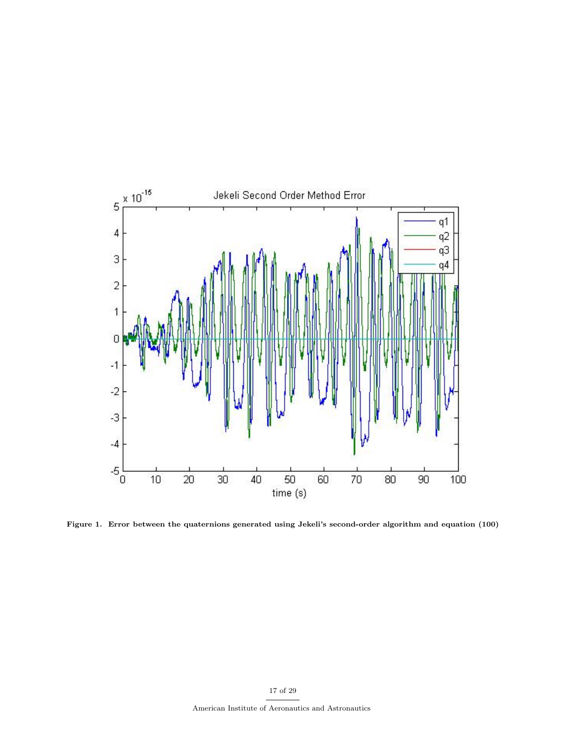**Figure 1. Error between the quaternions generated using Jekeli's second-order algorithm and equation (100)**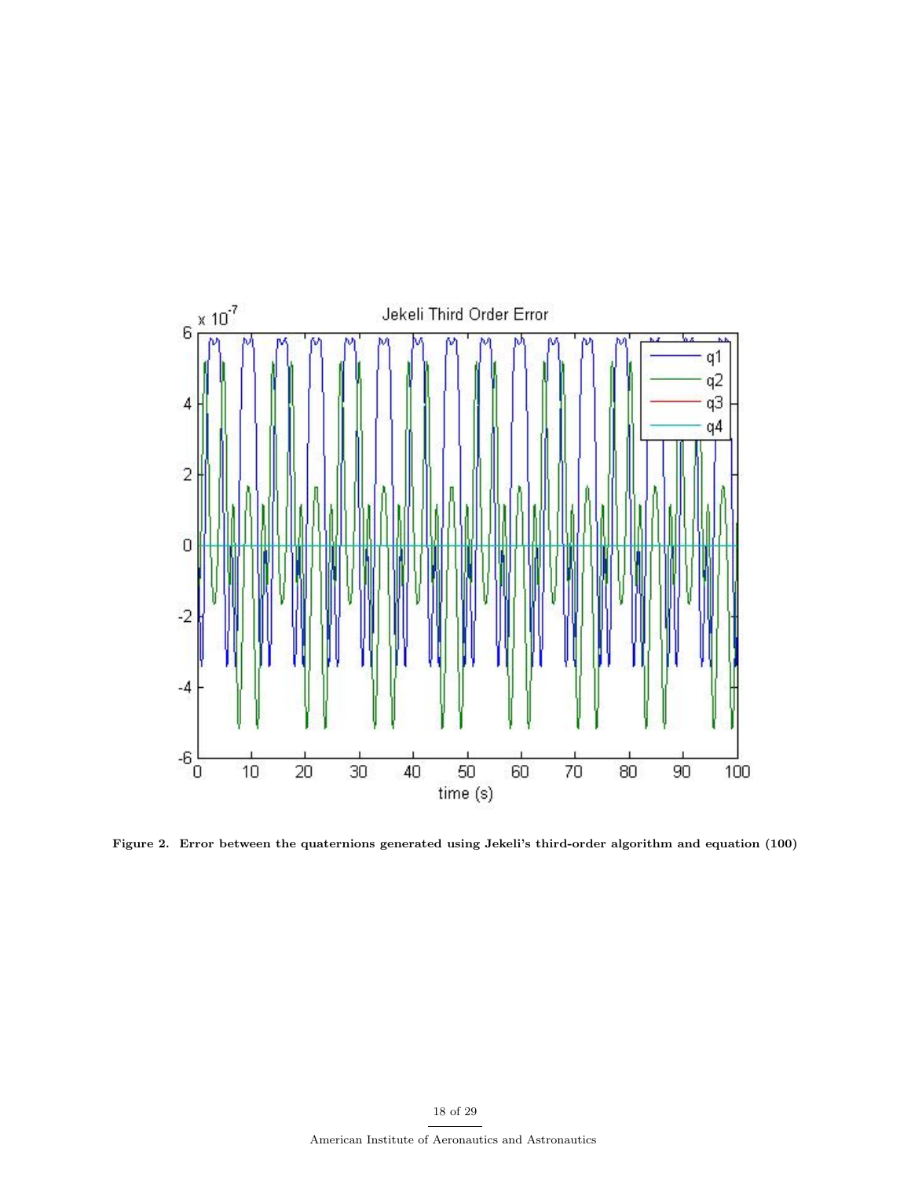**Figure 2. Error between the quaternions generated using Jekeli's third-order algorithm and equation (100)**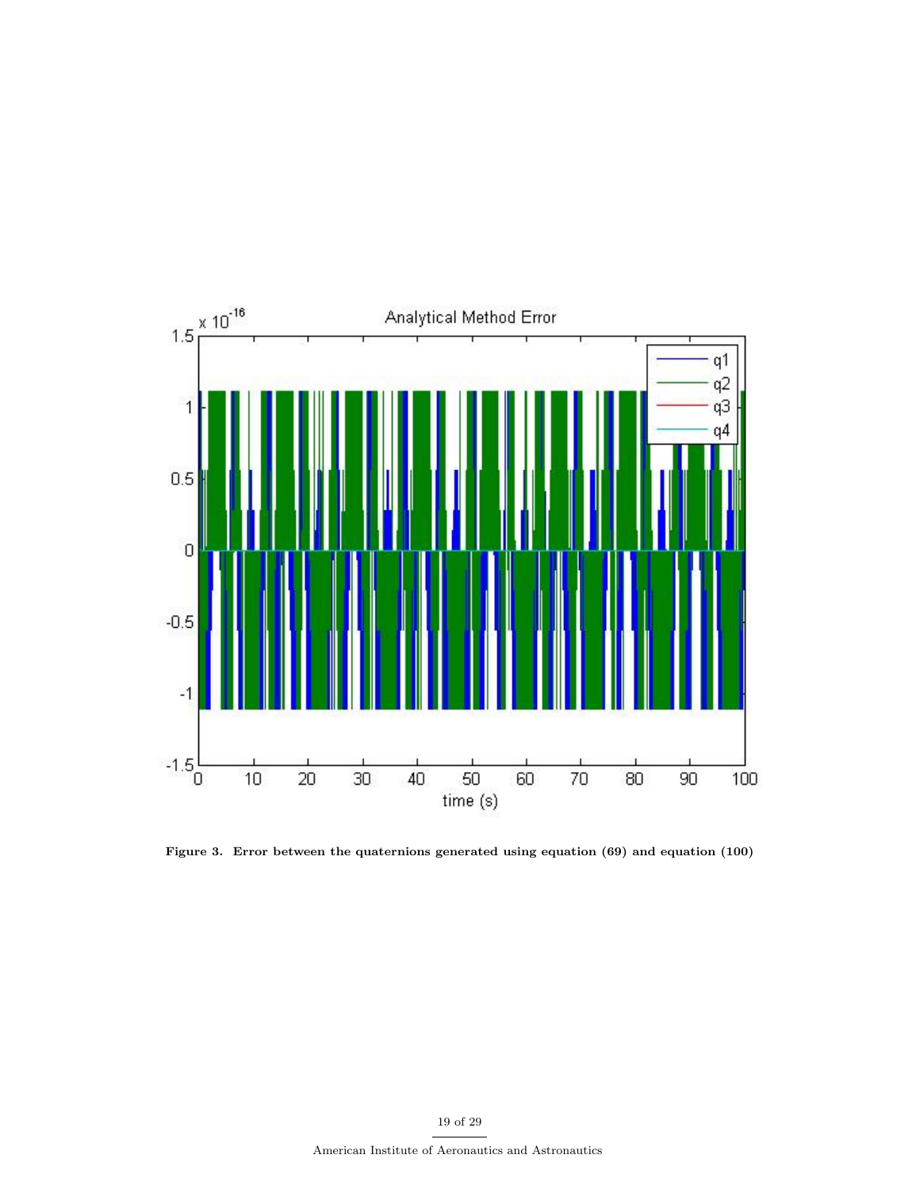Figure 3. Error between the quaternions generated using equation (69) and equation (100)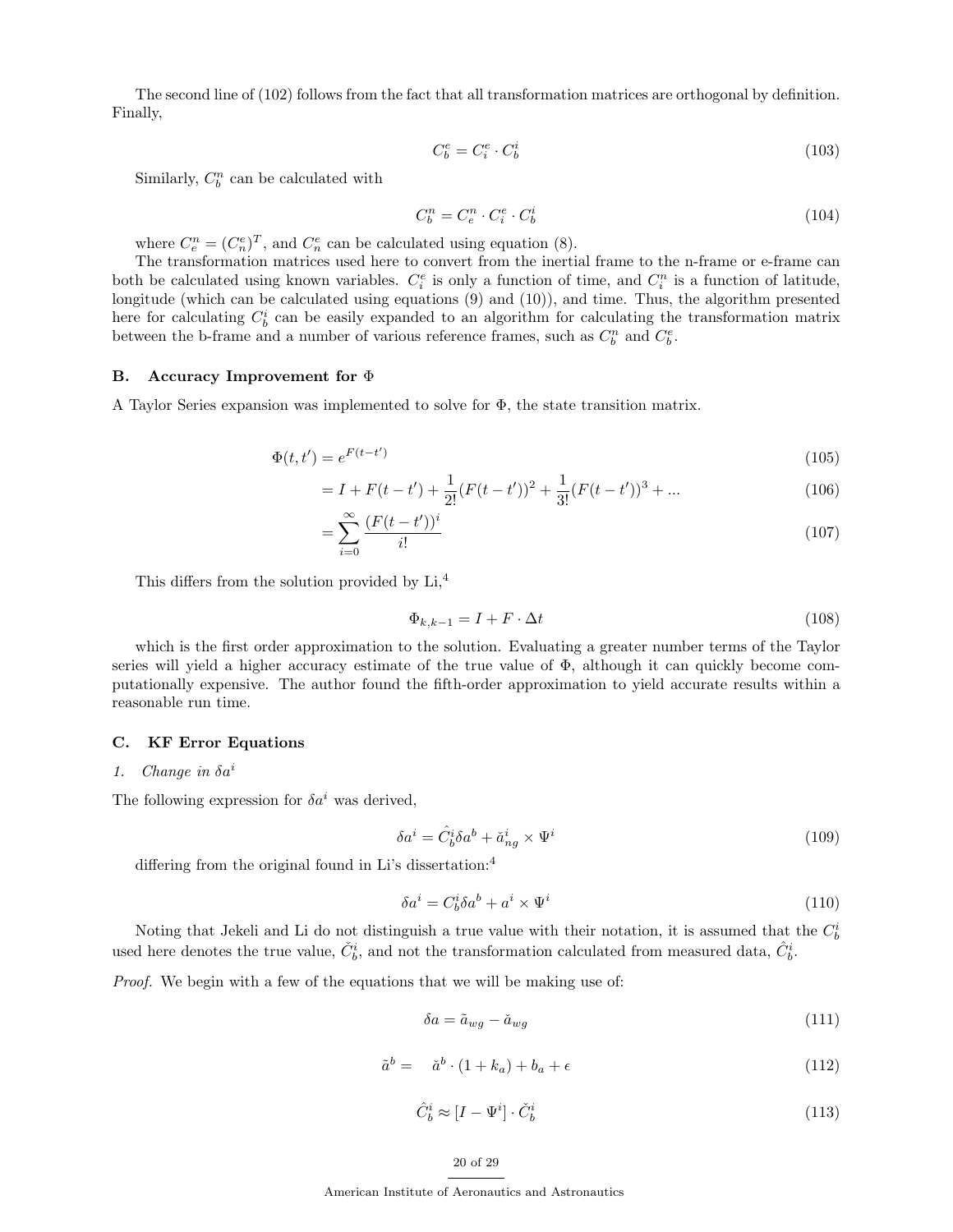The second line of (102) follows from the fact that all transformation matrices are orthogonal by definition. Finally,

$$C_b^e = C_i^e \cdot C_b^i \tag{103}$$

Similarly, $C_b^n$ can be calculated with

$$C_b^n = C_e^n \cdot C_i^e \cdot C_b^i \tag{104}$$

where $C_e^n = (C_n^e)^T$, and $C_n^e$ can be calculated using equation (8).

The transformation matrices used here to convert from the inertial frame to the n-frame or e-frame can both be calculated using known variables. $C_i^e$ is only a function of time, and $C_i^n$ is a function of latitude, longitude (which can be calculated using equations (9) and (10)), and time. Thus, the algorithm presented here for calculating $C_b^i$ can be easily expanded to an algorithm for calculating the transformation matrix between the b-frame and a number of various reference frames, such as $C_b^n$ and $C_b^e$.

### B. Accuracy Improvement for $\Phi$

A Taylor Series expansion was implemented to solve for $\Phi$, the state transition matrix.

$$\Phi(t, t') = e^{F(t-t')} \tag{105}$$

$$= I + F(t-t') + \frac{1}{2!}(F(t-t'))^2 + \frac{1}{3!}(F(t-t'))^3 + ... \tag{106}$$

$$= \sum_{i=0}^{\infty} \frac{(F(t-t'))^i}{i!} \tag{107}$$

This differs from the solution provided by Li,[4]

$$\Phi_{k,k-1} = I + F \cdot \Delta t \tag{108}$$

which is the first order approximation to the solution. Evaluating a greater number terms of the Taylor series will yield a higher accuracy estimate of the true value of $\Phi$, although it can quickly become computationally expensive. The author found the fifth-order approximation to yield accurate results within a reasonable run time.

### C. KF Error Equations

#### 1. *Change in $\delta a^i$*

The following expression for $\delta a^i$ was derived,

$$\delta a^i = \hat{C}_b^i \delta a^b + \check{a}_{ng}^i \times \Psi^i \tag{109}$$

differing from the original found in Li's dissertation:[4]

$$\delta a^i = C_b^i \delta a^b + a^i \times \Psi^i \tag{110}$$

Noting that Jekeli and Li do not distinguish a true value with their notation, it is assumed that the $C_b^i$ used here denotes the true value, $\check{C}_b^i$, and not the transformation calculated from measured data, $\hat{C}_b^i$.

*Proof.* We begin with a few of the equations that we will be making use of:

$$\delta a = \tilde{a}_{wg} - \check{a}_{wg} \tag{111}$$

$$\tilde{a}^b = \check{a}^b \cdot (1 + k_a) + b_a + \epsilon \tag{112}$$

$$\hat{C}_b^i \approx [I - \Psi^i] \cdot \check{C}_b^i \tag{113}$$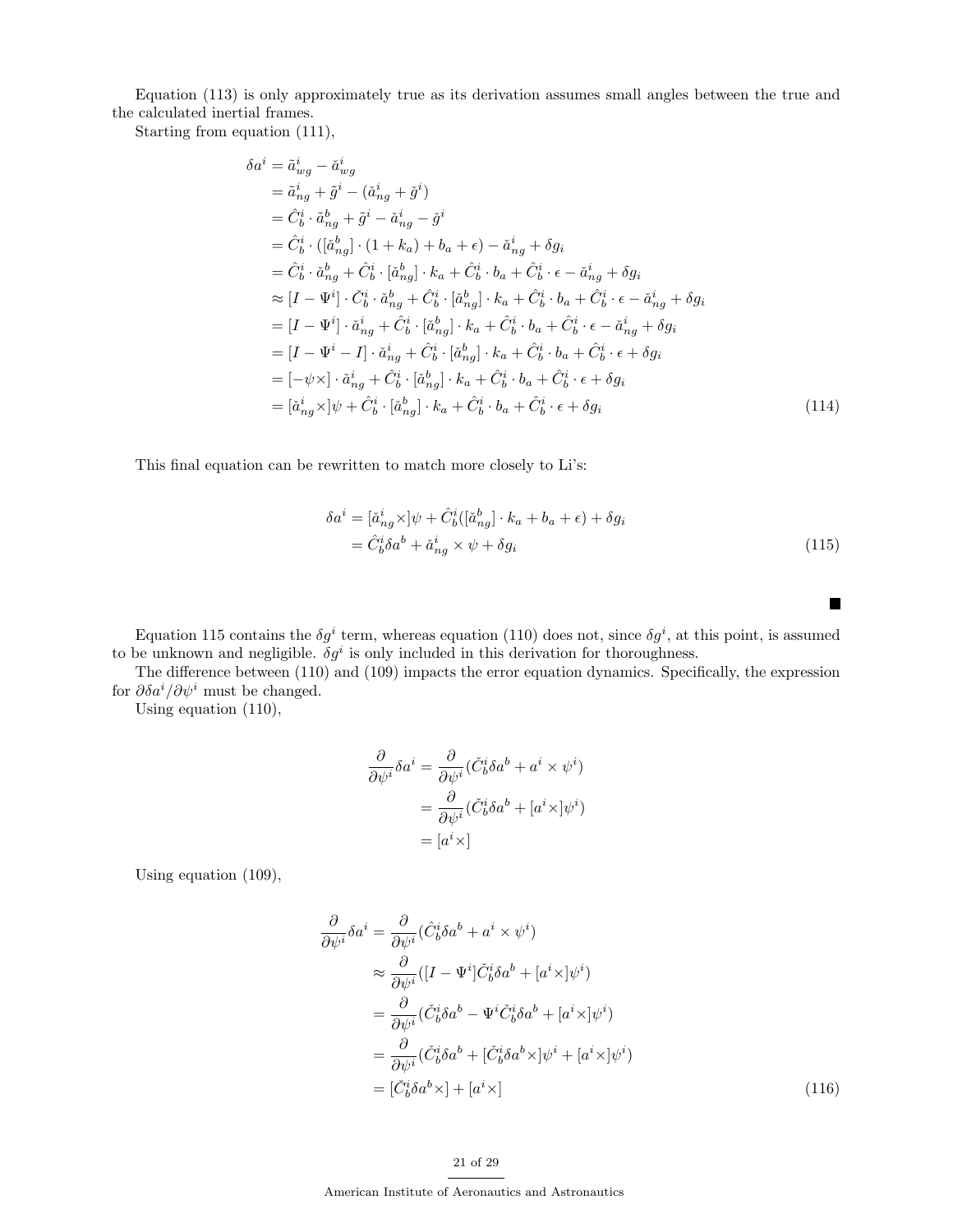Equation (113) is only approximately true as its derivation assumes small angles between the true and the calculated inertial frames.

Starting from equation (111),

$$
\begin{aligned}
\delta a^i &= \tilde{a}^i_{wg} - \check{a}^i_{wg} \\
&= \tilde{a}^i_{ng} + \tilde{g}^i - (\check{a}^i_{ng} + \check{g}^i) \\
&= \hat{C}^i_b \cdot \tilde{a}^b_{ng} + \tilde{g}^i - \check{a}^i_{ng} - \check{g}^i \\
&= \hat{C}^i_b \cdot ([\check{a}^b_{ng}] \cdot (1 + k_a) + b_a + \epsilon) - \check{a}^i_{ng} + \delta g_i \\
&= \hat{C}^i_b \cdot \check{a}^b_{ng} + \hat{C}^i_b \cdot [\check{a}^b_{ng}] \cdot k_a + \hat{C}^i_b \cdot b_a + \hat{C}^i_b \cdot \epsilon - \check{a}^i_{ng} + \delta g_i \\
&\approx [I - \Psi^i] \cdot \check{C}^i_b \cdot \check{a}^b_{ng} + \hat{C}^i_b \cdot [\check{a}^b_{ng}] \cdot k_a + \hat{C}^i_b \cdot b_a + \hat{C}^i_b \cdot \epsilon - \check{a}^i_{ng} + \delta g_i \\
&= [I - \Psi^i] \cdot \check{a}^i_{ng} + \hat{C}^i_b \cdot [\check{a}^b_{ng}] \cdot k_a + \hat{C}^i_b \cdot b_a + \hat{C}^i_b \cdot \epsilon - \check{a}^i_{ng} + \delta g_i \\
&= [I - \Psi^i - I] \cdot \check{a}^i_{ng} + \hat{C}^i_b \cdot [\check{a}^b_{ng}] \cdot k_a + \hat{C}^i_b \cdot b_a + \hat{C}^i_b \cdot \epsilon + \delta g_i \\
&= [-\psi \times] \cdot \check{a}^i_{ng} + \hat{C}^i_b \cdot [\check{a}^b_{ng}] \cdot k_a + \hat{C}^i_b \cdot b_a + \hat{C}^i_b \cdot \epsilon + \delta g_i \\
&= [\check{a}^i_{ng} \times] \psi + \hat{C}^i_b \cdot [\check{a}^b_{ng}] \cdot k_a + \hat{C}^i_b \cdot b_a + \hat{C}^i_b \cdot \epsilon + \delta g_i
\end{aligned} \tag{114}
$$

This final equation can be rewritten to match more closely to Li's:

$$
\begin{aligned}
\delta a^i &= [\check{a}^i_{ng} \times] \psi + \hat{C}^i_b ([\check{a}^b_{ng}] \cdot k_a + b_a + \epsilon) + \delta g_i \\
&= \hat{C}^i_b \delta a^b + \check{a}^i_{ng} \times \psi + \delta g_i
\end{aligned} \tag{115}
$$

■

Equation 115 contains the $\delta g^i$ term, whereas equation (110) does not, since $\delta g^i$, at this point, is assumed to be unknown and negligible. $\delta g^i$ is only included in this derivation for thoroughness.

The difference between (110) and (109) impacts the error equation dynamics. Specifically, the expression for $\partial \delta a^i / \partial \psi^i$ must be changed.

Using equation (110),

$$
\begin{aligned}
\frac{\partial}{\partial \psi^i} \delta a^i &= \frac{\partial}{\partial \psi^i} (\check{C}^i_b \delta a^b + a^i \times \psi^i) \\
&= \frac{\partial}{\partial \psi^i} (\check{C}^i_b \delta a^b + [a^i \times] \psi^i) \\
&= [a^i \times]
\end{aligned}
$$

Using equation (109),

$$
\begin{aligned}
\frac{\partial}{\partial \psi^i} \delta a^i &= \frac{\partial}{\partial \psi^i} (\hat{C}^i_b \delta a^b + a^i \times \psi^i) \\
&\approx \frac{\partial}{\partial \psi^i} ([I - \Psi^i] \check{C}^i_b \delta a^b + [a^i \times] \psi^i) \\
&= \frac{\partial}{\partial \psi^i} (\check{C}^i_b \delta a^b - \Psi^i \check{C}^i_b \delta a^b + [a^i \times] \psi^i) \\
&= \frac{\partial}{\partial \psi^i} (\check{C}^i_b \delta a^b + [\check{C}^i_b \delta a^b \times] \psi^i + [a^i \times] \psi^i) \\
&= [\check{C}^i_b \delta a^b \times] + [a^i \times]
\end{aligned} \tag{116}
$$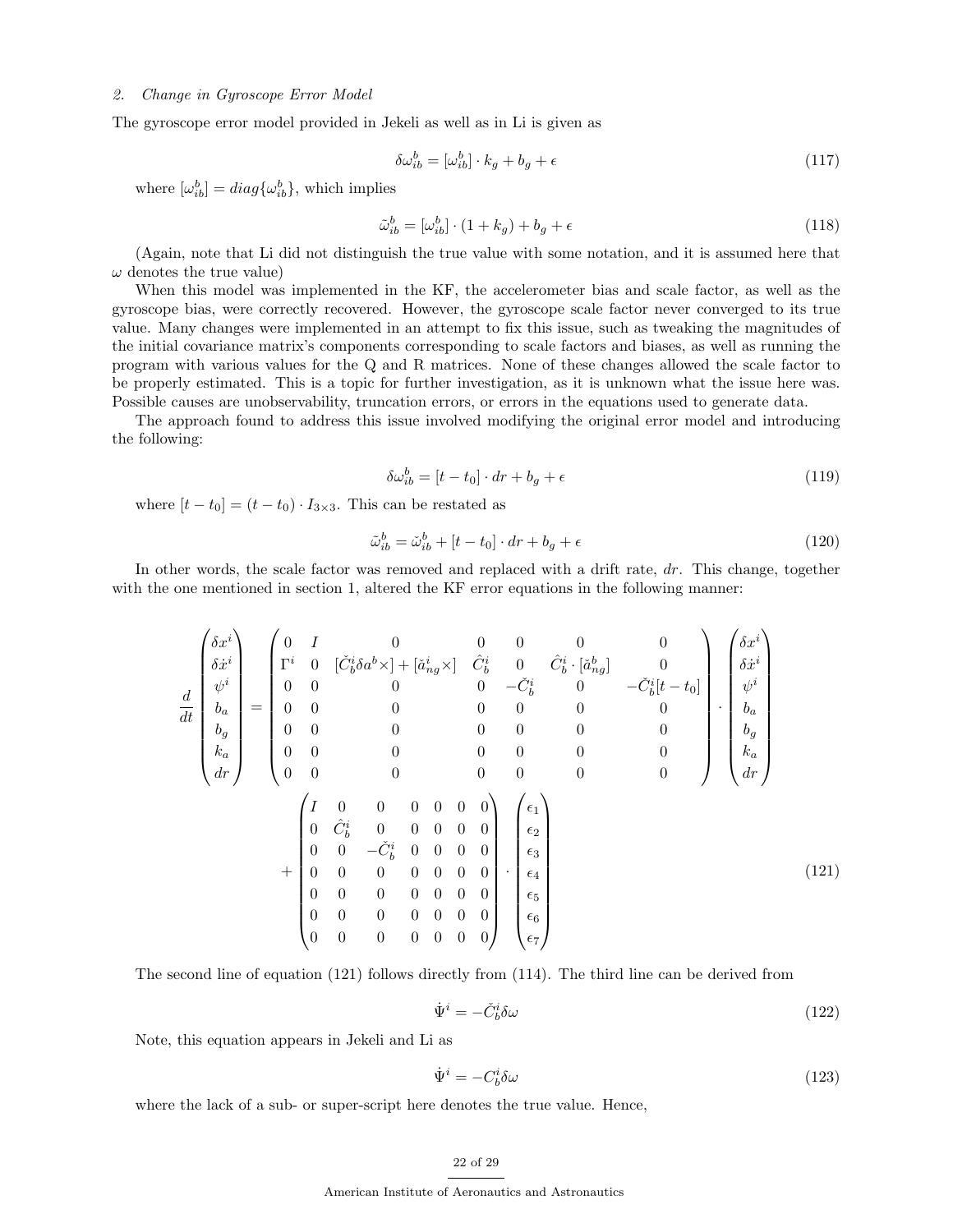### 2. Change in Gyroscope Error Model

The gyroscope error model provided in Jekeli as well as in Li is given as

$$\delta\omega_{ib}^{b} = [\omega_{ib}^{b}] \cdot k_g + b_g + \epsilon \tag{117}$$

where $[\omega_{ib}^{b}] = diag\{\omega_{ib}^{b}\}$, which implies

$$\tilde{\omega}_{ib}^{b} = [\omega_{ib}^{b}] \cdot (1 + k_g) + b_g + \epsilon \tag{118}$$

(Again, note that Li did not distinguish the true value with some notation, and it is assumed here that $\omega$ denotes the true value)

When this model was implemented in the KF, the accelerometer bias and scale factor, as well as the gyroscope bias, were correctly recovered. However, the gyroscope scale factor never converged to its true value. Many changes were implemented in an attempt to fix this issue, such as tweaking the magnitudes of the initial covariance matrix's components corresponding to scale factors and biases, as well as running the program with various values for the Q and R matrices. None of these changes allowed the scale factor to be properly estimated. This is a topic for further investigation, as it is unknown what the issue here was. Possible causes are unobservability, truncation errors, or errors in the equations used to generate data.

The approach found to address this issue involved modifying the original error model and introducing the following:

$$\delta\omega_{ib}^{b} = [t - t_0] \cdot dr + b_g + \epsilon \tag{119}$$

where $[t - t_0] = (t - t_0) \cdot I_{3\times3}$. This can be restated as

$$\tilde{\omega}_{ib}^{b} = \check{\omega}_{ib}^{b} + [t - t_0] \cdot dr + b_g + \epsilon \tag{120}$$

In other words, the scale factor was removed and replaced with a drift rate, $dr$. This change, together with the one mentioned in section 1, altered the KF error equations in the following manner:

$$\frac{d}{dt}\begin{pmatrix} \delta x^i \\ \delta \dot{x}^i \\ \psi^i \\ b_a \\ b_g \\ k_a \\ dr \end{pmatrix} = \begin{pmatrix} 0 & I & 0 & 0 & 0 & 0 & 0 \\ \Gamma^i & 0 & [\check{C}_b^i \delta a^b \times] + [\check{a}_{ng}^i \times] & \hat{C}_b^i & 0 & \hat{C}_b^i \cdot [\check{a}_{ng}^b] & 0 \\ 0 & 0 & 0 & 0 & -\check{C}_b^i & 0 & -\check{C}_b^i [t - t_0] \\ 0 & 0 & 0 & 0 & 0 & 0 & 0 \\ 0 & 0 & 0 & 0 & 0 & 0 & 0 \\ 0 & 0 & 0 & 0 & 0 & 0 & 0 \\ 0 & 0 & 0 & 0 & 0 & 0 & 0 \end{pmatrix} \cdot \begin{pmatrix} \delta x^i \\ \delta \dot{x}^i \\ \psi^i \\ b_a \\ b_g \\ k_a \\ dr \end{pmatrix}$$
$$+ \begin{pmatrix} I & 0 & 0 & 0 & 0 & 0 & 0 \\ 0 & \hat{C}_b^i & 0 & 0 & 0 & 0 & 0 \\ 0 & 0 & -\check{C}_b^i & 0 & 0 & 0 & 0 \\ 0 & 0 & 0 & 0 & 0 & 0 & 0 \\ 0 & 0 & 0 & 0 & 0 & 0 & 0 \\ 0 & 0 & 0 & 0 & 0 & 0 & 0 \\ 0 & 0 & 0 & 0 & 0 & 0 & 0 \end{pmatrix} \cdot \begin{pmatrix} \epsilon_1 \\ \epsilon_2 \\ \epsilon_3 \\ \epsilon_4 \\ \epsilon_5 \\ \epsilon_6 \\ \epsilon_7 \end{pmatrix} \tag{121}$$

The second line of equation (121) follows directly from (114). The third line can be derived from

$$\dot{\Psi}^i = -\check{C}_b^i \delta\omega \tag{122}$$

Note, this equation appears in Jekeli and Li as

$$\dot{\Psi}^i = -C_b^i \delta\omega \tag{123}$$

where the lack of a sub- or super-script here denotes the true value. Hence,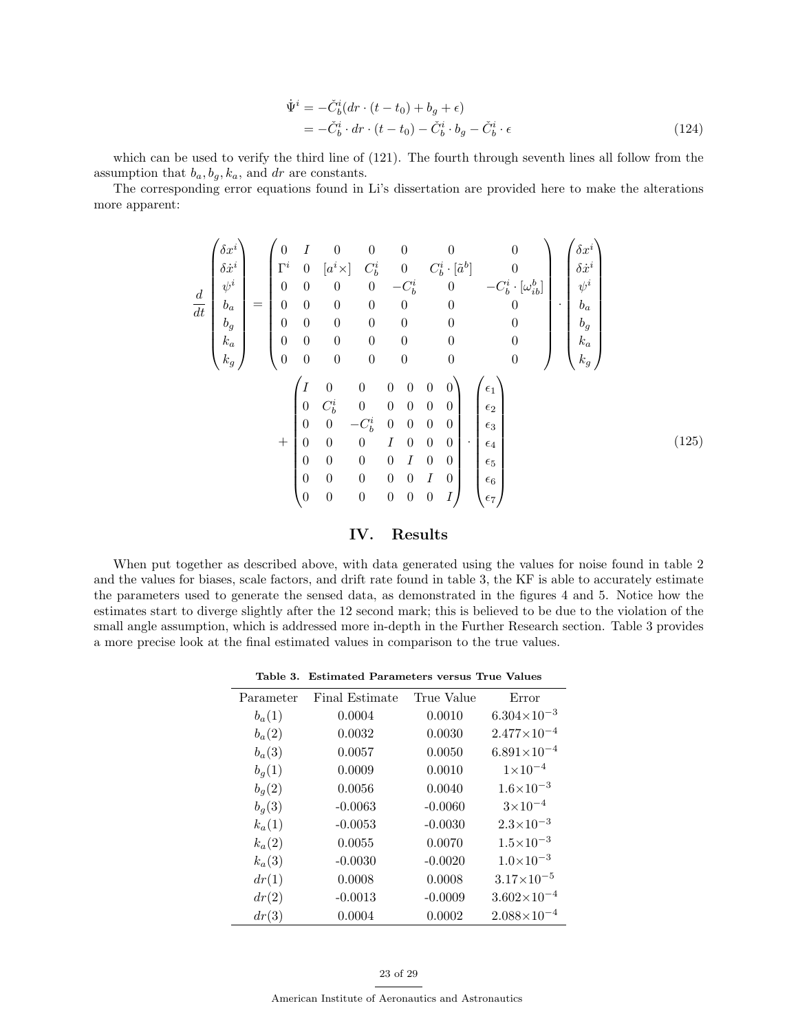$$
\begin{aligned}
\dot{\Psi}^i &= -\check{C}_b^i(dr \cdot (t - t_0) + b_g + \epsilon) \\
&= -\check{C}_b^i \cdot dr \cdot (t - t_0) - \check{C}_b^i \cdot b_g - \check{C}_b^i \cdot \epsilon
\end{aligned} \tag{124}
$$

which can be used to verify the third line of (121). The fourth through seventh lines all follow from the assumption that $b_a, b_g, k_a$, and $dr$ are constants.

The corresponding error equations found in Li's dissertation are provided here to make the alterations more apparent:

$$
\begin{aligned}
\frac{d}{dt}\begin{pmatrix} \delta x^i \\ \delta \dot{x}^i \\ \psi^i \\ b_a \\ b_g \\ k_a \\ k_g \end{pmatrix} &= \begin{pmatrix}
0 & I & 0 & 0 & 0 & 0 & 0 \\
\Gamma^i & 0 & [a^i \times] & C_b^i & 0 & C_b^i \cdot [\tilde{a}^b] & 0 \\
0 & 0 & 0 & 0 & -C_b^i & 0 & -C_b^i \cdot [\omega_{ib}^b] \\
0 & 0 & 0 & 0 & 0 & 0 & 0 \\
0 & 0 & 0 & 0 & 0 & 0 & 0 \\
0 & 0 & 0 & 0 & 0 & 0 & 0 \\
0 & 0 & 0 & 0 & 0 & 0 & 0
\end{pmatrix} \cdot \begin{pmatrix} \delta x^i \\ \delta \dot{x}^i \\ \psi^i \\ b_a \\ b_g \\ k_a \\ k_g \end{pmatrix} \\
&+ \begin{pmatrix}
I & 0 & 0 & 0 & 0 & 0 & 0 \\
0 & C_b^i & 0 & 0 & 0 & 0 & 0 \\
0 & 0 & -C_b^i & 0 & 0 & 0 & 0 \\
0 & 0 & 0 & I & 0 & 0 & 0 \\
0 & 0 & 0 & 0 & I & 0 & 0 \\
0 & 0 & 0 & 0 & 0 & I & 0 \\
0 & 0 & 0 & 0 & 0 & 0 & I
\end{pmatrix} \cdot \begin{pmatrix} \epsilon_1 \\ \epsilon_2 \\ \epsilon_3 \\ \epsilon_4 \\ \epsilon_5 \\ \epsilon_6 \\ \epsilon_7 \end{pmatrix}
\end{aligned} \tag{125}
$$

## IV. Results

When put together as described above, with data generated using the values for noise found in table 2 and the values for biases, scale factors, and drift rate found in table 3, the KF is able to accurately estimate the parameters used to generate the sensed data, as demonstrated in the figures 4 and 5. Notice how the estimates start to diverge slightly after the 12 second mark; this is believed to be due to the violation of the small angle assumption, which is addressed more in-depth in the Further Research section. Table 3 provides a more precise look at the final estimated values in comparison to the true values.

**Table 3. Estimated Parameters versus True Values**

| Parameter | Final Estimate | True Value | Error |
|---|---|---|---|
| $b_a(1)$ | 0.0004 | 0.0010 | $6.304\times10^{-3}$ |
| $b_a(2)$ | 0.0032 | 0.0030 | $2.477\times10^{-4}$ |
| $b_a(3)$ | 0.0057 | 0.0050 | $6.891\times10^{-4}$ |
| $b_g(1)$ | 0.0009 | 0.0010 | $1\times10^{-4}$ |
| $b_g(2)$ | 0.0056 | 0.0040 | $1.6\times10^{-3}$ |
| $b_g(3)$ | -0.0063 | -0.0060 | $3\times10^{-4}$ |
| $k_a(1)$ | -0.0053 | -0.0030 | $2.3\times10^{-3}$ |
| $k_a(2)$ | 0.0055 | 0.0070 | $1.5\times10^{-3}$ |
| $k_a(3)$ | -0.0030 | -0.0020 | $1.0\times10^{-3}$ |
| $dr(1)$ | 0.0008 | 0.0008 | $3.17\times10^{-5}$ |
| $dr(2)$ | -0.0013 | -0.0009 | $3.602\times10^{-4}$ |
| $dr(3)$ | 0.0004 | 0.0002 | $2.088\times10^{-4}$ |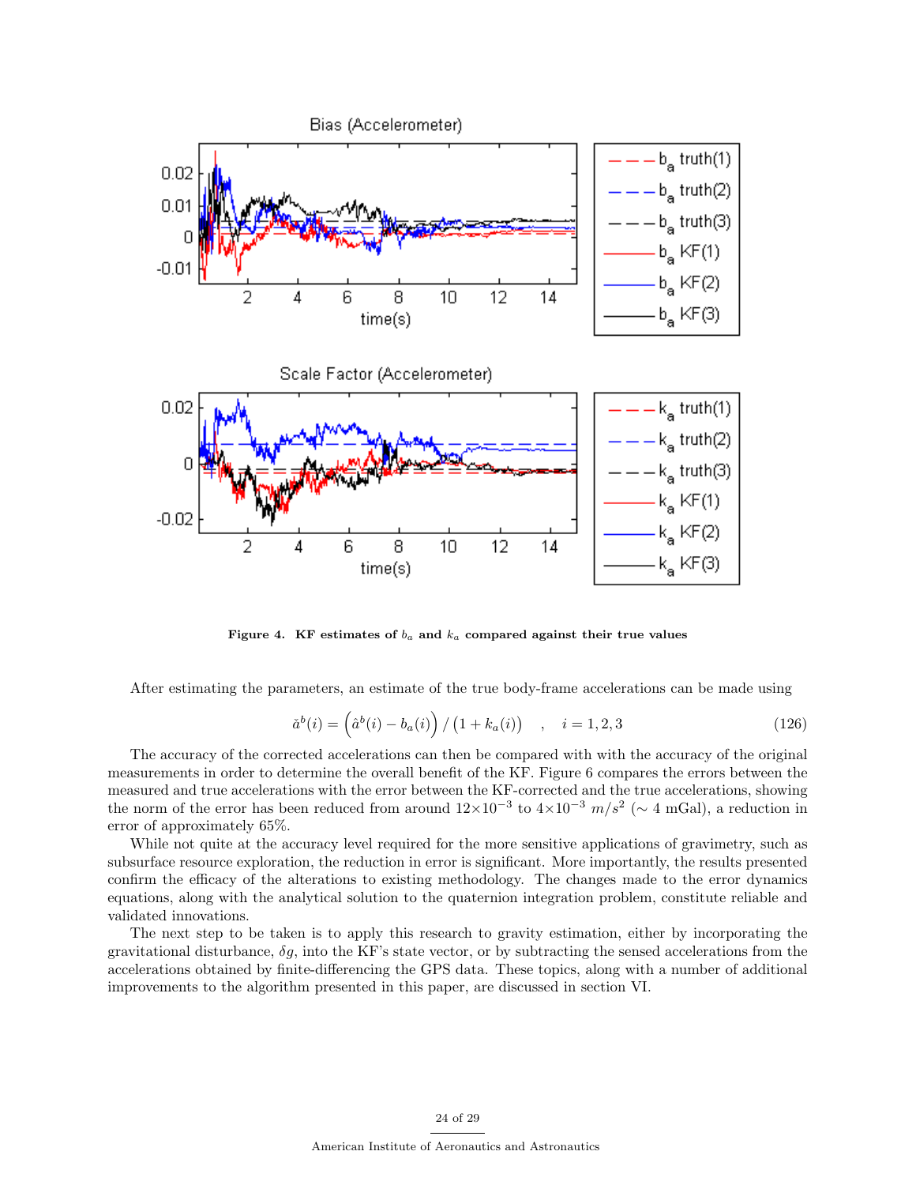**Figure 4. KF estimates of $b_a$ and $k_a$ compared against their true values**

After estimating the parameters, an estimate of the true body-frame accelerations can be made using

$$\check{a}^b(i) = \left(\hat{a}^b(i) - b_a(i)\right) / \left(1 + k_a(i)\right) \quad , \quad i = 1, 2, 3 \tag{126}$$

The accuracy of the corrected accelerations can then be compared with with the accuracy of the original measurements in order to determine the overall benefit of the KF. Figure 6 compares the errors between the measured and true accelerations with the error between the KF-corrected and the true accelerations, showing the norm of the error has been reduced from around $12 \times 10^{-3}$ to $4 \times 10^{-3}$ $m/s^2$ ($\sim$ 4 mGal), a reduction in error of approximately 65%.

While not quite at the accuracy level required for the more sensitive applications of gravimetry, such as subsurface resource exploration, the reduction in error is significant. More importantly, the results presented confirm the efficacy of the alterations to existing methodology. The changes made to the error dynamics equations, along with the analytical solution to the quaternion integration problem, constitute reliable and validated innovations.

The next step to be taken is to apply this research to gravity estimation, either by incorporating the gravitational disturbance, $\delta g$, into the KF's state vector, or by subtracting the sensed accelerations from the accelerations obtained by finite-differencing the GPS data. These topics, along with a number of additional improvements to the algorithm presented in this paper, are discussed in section VI.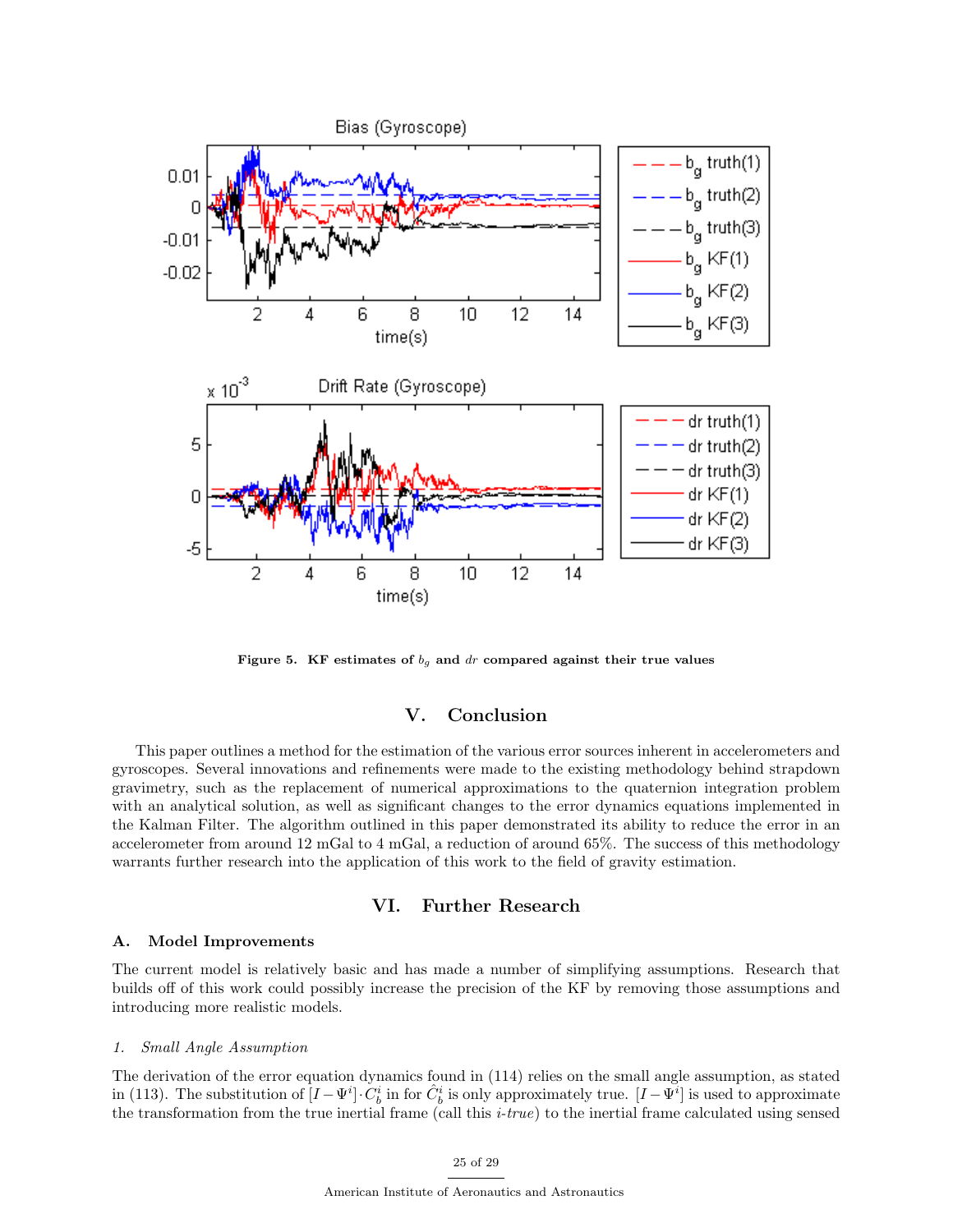Figure 5. KF estimates of $b_g$ and $dr$ compared against their true values

## V. Conclusion

This paper outlines a method for the estimation of the various error sources inherent in accelerometers and gyroscopes. Several innovations and refinements were made to the existing methodology behind strapdown gravimetry, such as the replacement of numerical approximations to the quaternion integration problem with an analytical solution, as well as significant changes to the error dynamics equations implemented in the Kalman Filter. The algorithm outlined in this paper demonstrated its ability to reduce the error in an accelerometer from around 12 mGal to 4 mGal, a reduction of around 65%. The success of this methodology warrants further research into the application of this work to the field of gravity estimation.

## VI. Further Research

### A. Model Improvements

The current model is relatively basic and has made a number of simplifying assumptions. Research that builds off of this work could possibly increase the precision of the KF by removing those assumptions and introducing more realistic models.

#### 1. *Small Angle Assumption*

The derivation of the error equation dynamics found in (114) relies on the small angle assumption, as stated in (113). The substitution of $[I - \Psi^i] \cdot C_b^i$ in for $\hat{C}_b^i$ is only approximately true. $[I - \Psi^i]$ is used to approximate the transformation from the true inertial frame (call this *i-true*) to the inertial frame calculated using sensed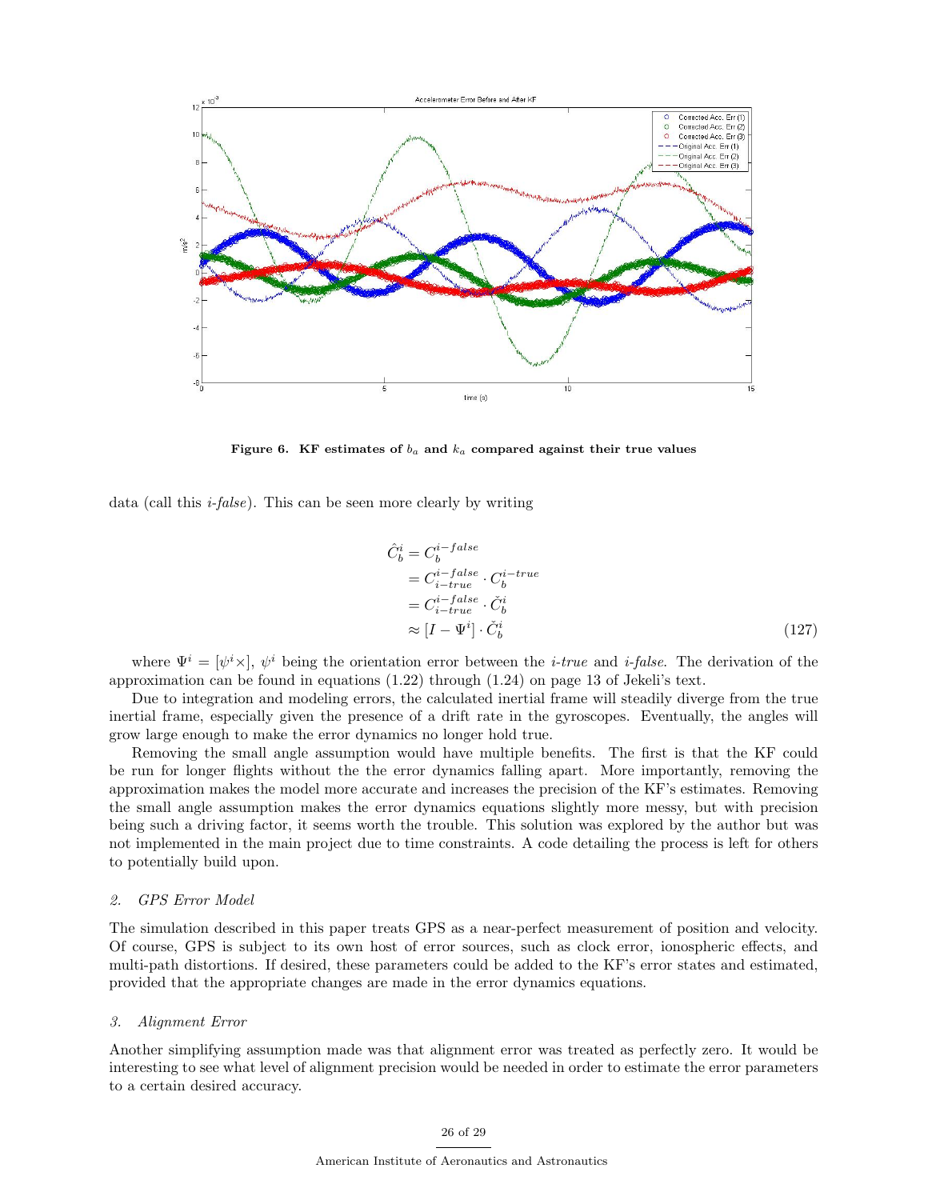**Figure 6. KF estimates of $b_a$ and $k_a$ compared against their true values**

data (call this *i-false*). This can be seen more clearly by writing

$$
\begin{aligned}
\hat{C}_b^i &= C_b^{i-false} \\
&= C_{i-true}^{i-false} \cdot C_b^{i-true} \\
&= C_{i-true}^{i-false} \cdot \check{C}_b^i \\
&\approx [I - \Psi^i] \cdot \check{C}_b^i
\end{aligned}
\tag{127}
$$

where $\Psi^i = [\psi^i \times]$, $\psi^i$ being the orientation error between the *i-true* and *i-false*. The derivation of the approximation can be found in equations (1.22) through (1.24) on page 13 of Jekeli's text.

Due to integration and modeling errors, the calculated inertial frame will steadily diverge from the true inertial frame, especially given the presence of a drift rate in the gyroscopes. Eventually, the angles will grow large enough to make the error dynamics no longer hold true.

Removing the small angle assumption would have multiple benefits. The first is that the KF could be run for longer flights without the the error dynamics falling apart. More importantly, removing the approximation makes the model more accurate and increases the precision of the KF's estimates. Removing the small angle assumption makes the error dynamics equations slightly more messy, but with precision being such a driving factor, it seems worth the trouble. This solution was explored by the author but was not implemented in the main project due to time constraints. A code detailing the process is left for others to potentially build upon.

### *2. GPS Error Model*

The simulation described in this paper treats GPS as a near-perfect measurement of position and velocity. Of course, GPS is subject to its own host of error sources, such as clock error, ionospheric effects, and multi-path distortions. If desired, these parameters could be added to the KF's error states and estimated, provided that the appropriate changes are made in the error dynamics equations.

### *3. Alignment Error*

Another simplifying assumption made was that alignment error was treated as perfectly zero. It would be interesting to see what level of alignment precision would be needed in order to estimate the error parameters to a certain desired accuracy.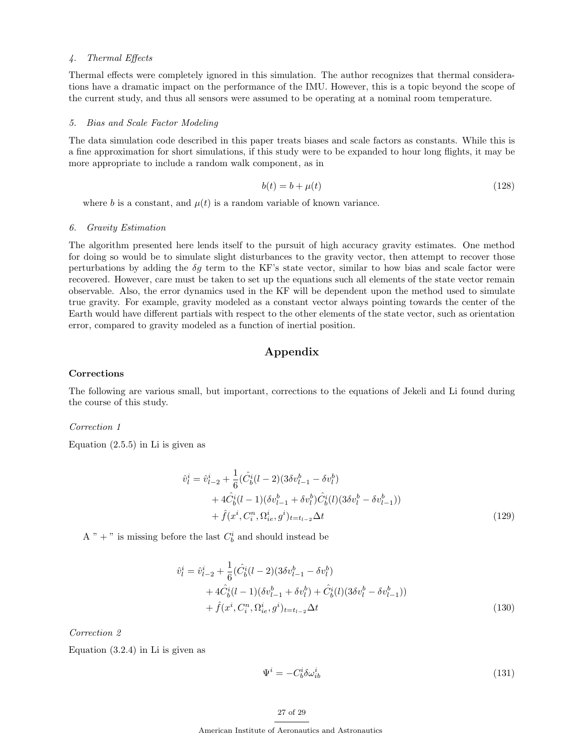#### *4. Thermal Effects*

Thermal effects were completely ignored in this simulation. The author recognizes that thermal considerations have a dramatic impact on the performance of the IMU. However, this is a topic beyond the scope of the current study, and thus all sensors were assumed to be operating at a nominal room temperature.

#### *5. Bias and Scale Factor Modeling*

The data simulation code described in this paper treats biases and scale factors as constants. While this is a fine approximation for short simulations, if this study were to be expanded to hour long flights, it may be more appropriate to include a random walk component, as in

$$b(t) = b + \mu(t) \tag{128}$$

where $b$ is a constant, and $\mu(t)$ is a random variable of known variance.

#### *6. Gravity Estimation*

The algorithm presented here lends itself to the pursuit of high accuracy gravity estimates. One method for doing so would be to simulate slight disturbances to the gravity vector, then attempt to recover those perturbations by adding the $\delta g$ term to the KF's state vector, similar to how bias and scale factor were recovered. However, care must be taken to set up the equations such all elements of the state vector remain observable. Also, the error dynamics used in the KF will be dependent upon the method used to simulate true gravity. For example, gravity modeled as a constant vector always pointing towards the center of the Earth would have different partials with respect to the other elements of the state vector, such as orientation error, compared to gravity modeled as a function of inertial position.

## Appendix

### Corrections

The following are various small, but important, corrections to the equations of Jekeli and Li found during the course of this study.

#### *Correction 1*

Equation (2.5.5) in Li is given as

$$\begin{aligned}
\hat{v}_l^i = \hat{v}_{l-2}^i &+ \frac{1}{6}(\hat{C}_b^i(l-2)(3\delta v_{l-1}^b - \delta v_l^b) \\
&+ 4\hat{C}_b^i(l-1)(\delta v_{l-1}^b + \delta v_l^b)\hat{C}_b^i(l)(3\delta v_l^b - \delta v_{l-1}^b)) \\
&+ \hat{f}(x^i, C_i^n, \Omega_{ie}^i, g^i)_{t=t_{l-2}}\Delta t
\end{aligned} \tag{129}$$

A " + " is missing before the last $C_b^i$ and should instead be

$$\begin{aligned}
\hat{v}_l^i = \hat{v}_{l-2}^i &+ \frac{1}{6}(\hat{C}_b^i(l-2)(3\delta v_{l-1}^b - \delta v_l^b) \\
&+ 4\hat{C}_b^i(l-1)(\delta v_{l-1}^b + \delta v_l^b) + \hat{C}_b^i(l)(3\delta v_l^b - \delta v_{l-1}^b)) \\
&+ \hat{f}(x^i, C_i^n, \Omega_{ie}^i, g^i)_{t=t_{l-2}}\Delta t
\end{aligned} \tag{130}$$

#### *Correction 2*

Equation (3.2.4) in Li is given as

$$\Psi^i = -C_b^i \delta\omega_{ib}^i \tag{131}$$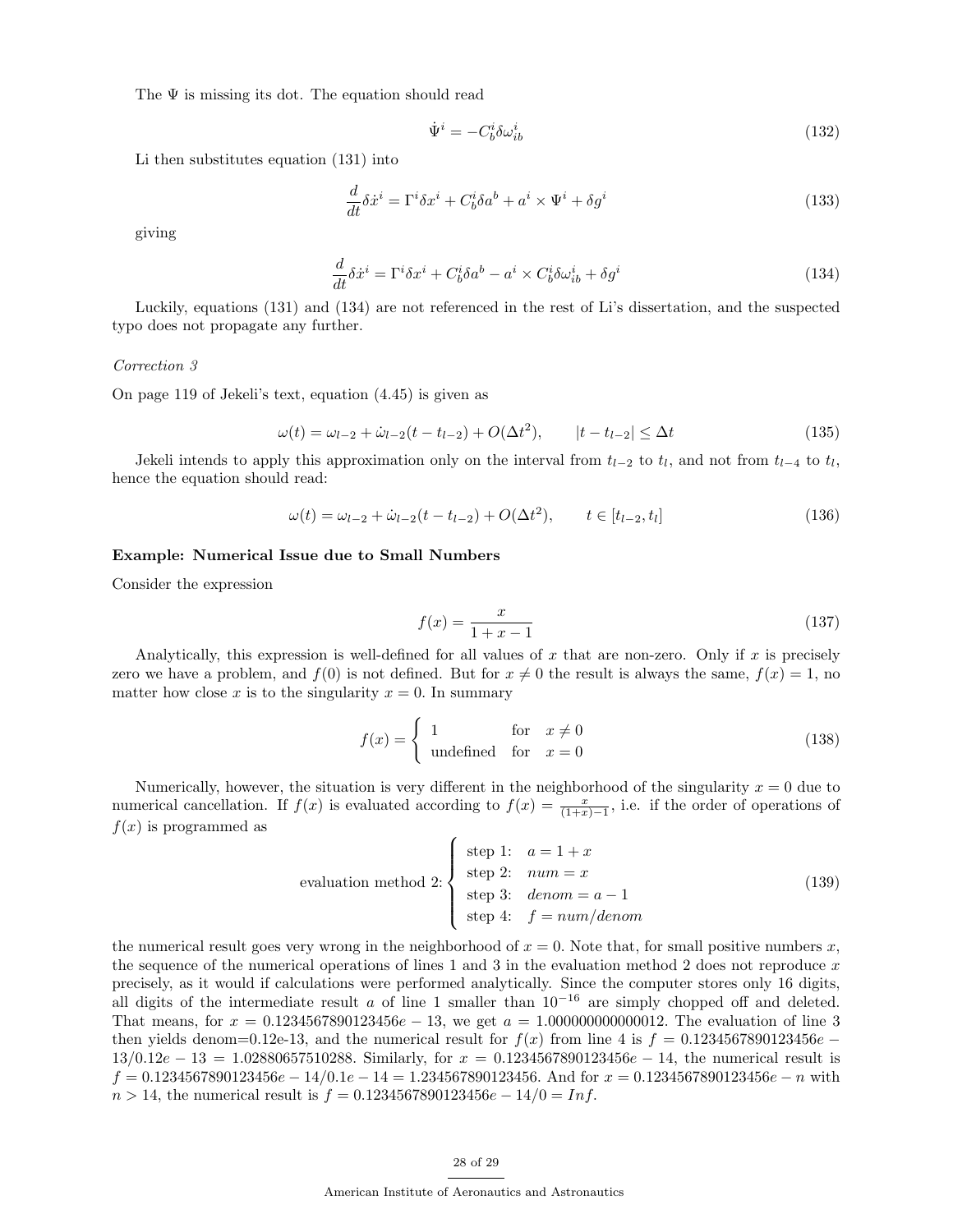The $\Psi$ is missing its dot. The equation should read

$$\dot{\Psi}^i = -C_b^i \delta\omega_{ib}^i \tag{132}$$

Li then substitutes equation (131) into

$$\frac{d}{dt}\delta\dot{x}^i = \Gamma^i \delta x^i + C_b^i \delta a^b + a^i \times \Psi^i + \delta g^i \tag{133}$$

giving

$$\frac{d}{dt}\delta\dot{x}^i = \Gamma^i \delta x^i + C_b^i \delta a^b - a^i \times C_b^i \delta\omega_{ib}^i + \delta g^i \tag{134}$$

Luckily, equations (131) and (134) are not referenced in the rest of Li's dissertation, and the suspected typo does not propagate any further.

*Correction 3*

On page 119 of Jekeli's text, equation (4.45) is given as

$$\omega(t) = \omega_{l-2} + \dot{\omega}_{l-2}(t - t_{l-2}) + O(\Delta t^2), \qquad |t - t_{l-2}| \leq \Delta t \tag{135}$$

Jekeli intends to apply this approximation only on the interval from $t_{l-2}$ to $t_l$, and not from $t_{l-4}$ to $t_l$, hence the equation should read:

$$\omega(t) = \omega_{l-2} + \dot{\omega}_{l-2}(t - t_{l-2}) + O(\Delta t^2), \qquad t \in [t_{l-2}, t_l] \tag{136}$$

**Example: Numerical Issue due to Small Numbers**

Consider the expression

$$f(x) = \frac{x}{1 + x - 1} \tag{137}$$

Analytically, this expression is well-defined for all values of $x$ that are non-zero. Only if $x$ is precisely zero we have a problem, and $f(0)$ is not defined. But for $x \neq 0$ the result is always the same, $f(x) = 1$, no matter how close $x$ is to the singularity $x = 0$. In summary

$$f(x) = \begin{cases} 1 & \text{for} \quad x \neq 0 \\ \text{undefined} & \text{for} \quad x = 0 \end{cases} \tag{138}$$

Numerically, however, the situation is very different in the neighborhood of the singularity $x = 0$ due to numerical cancellation. If $f(x)$ is evaluated according to $f(x) = \frac{x}{(1+x)-1}$, i.e. if the order of operations of $f(x)$ is programmed as

$$\text{evaluation method 2:} \begin{cases} \text{step 1:} & a = 1 + x \\ \text{step 2:} & num = x \\ \text{step 3:} & denom = a - 1 \\ \text{step 4:} & f = num/denom \end{cases} \tag{139}$$

the numerical result goes very wrong in the neighborhood of $x = 0$. Note that, for small positive numbers $x$, the sequence of the numerical operations of lines 1 and 3 in the evaluation method 2 does not reproduce $x$ precisely, as it would if calculations were performed analytically. Since the computer stores only 16 digits, all digits of the intermediate result $a$ of line 1 smaller than $10^{-16}$ are simply chopped off and deleted. That means, for $x = 0.1234567890123456e-13$, we get $a = 1.000000000000012$. The evaluation of line 3 then yields denom=0.12e-13, and the numerical result for $f(x)$ from line 4 is $f = 0.1234567890123456e-13/0.12e-13 = 1.02880657510288$. Similarly, for $x = 0.1234567890123456e-14$, the numerical result is $f = 0.1234567890123456e-14/0.1e-14 = 1.234567890123456$. And for $x = 0.1234567890123456e-n$ with $n > 14$, the numerical result is $f = 0.1234567890123456e-14/0 = Inf$.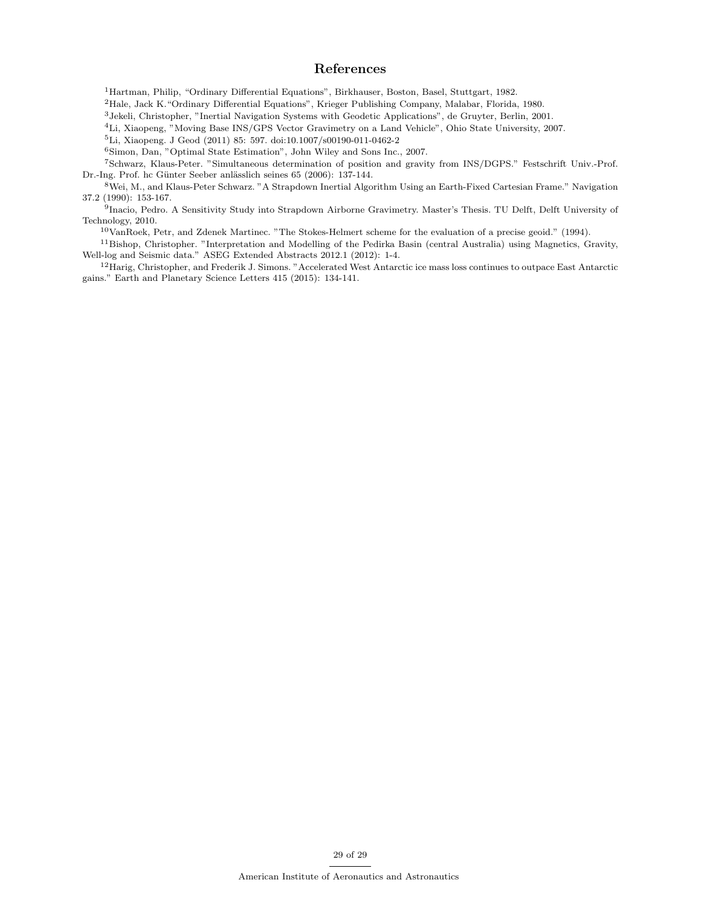## References

[1]Hartman, Philip, "Ordinary Differential Equations", Birkhauser, Boston, Basel, Stuttgart, 1982.

[2]Hale, Jack K."Ordinary Differential Equations", Krieger Publishing Company, Malabar, Florida, 1980.

[3]Jekeli, Christopher, "Inertial Navigation Systems with Geodetic Applications", de Gruyter, Berlin, 2001.

[4]Li, Xiaopeng, "Moving Base INS/GPS Vector Gravimetry on a Land Vehicle", Ohio State University, 2007.

[5]Li, Xiaopeng. J Geod (2011) 85: 597. doi:10.1007/s00190-011-0462-2

[6]Simon, Dan, "Optimal State Estimation", John Wiley and Sons Inc., 2007.

[7]Schwarz, Klaus-Peter. "Simultaneous determination of position and gravity from INS/DGPS." Festschrift Univ.-Prof. Dr.-Ing. Prof. hc Günter Seeber anlässlich seines 65 (2006): 137-144.

[8]Wei, M., and Klaus-Peter Schwarz. "A Strapdown Inertial Algorithm Using an Earth-Fixed Cartesian Frame." Navigation 37.2 (1990): 153-167.

[9]Inacio, Pedro. A Sensitivity Study into Strapdown Airborne Gravimetry. Master's Thesis. TU Delft, Delft University of Technology, 2010.

[10]VanRoek, Petr, and Zdenek Martinec. "The Stokes-Helmert scheme for the evaluation of a precise geoid." (1994).

[11]Bishop, Christopher. "Interpretation and Modelling of the Pedirka Basin (central Australia) using Magnetics, Gravity, Well-log and Seismic data." ASEG Extended Abstracts 2012.1 (2012): 1-4.

[12]Harig, Christopher, and Frederik J. Simons. "Accelerated West Antarctic ice mass loss continues to outpace East Antarctic gains." Earth and Planetary Science Letters 415 (2015): 134-141.